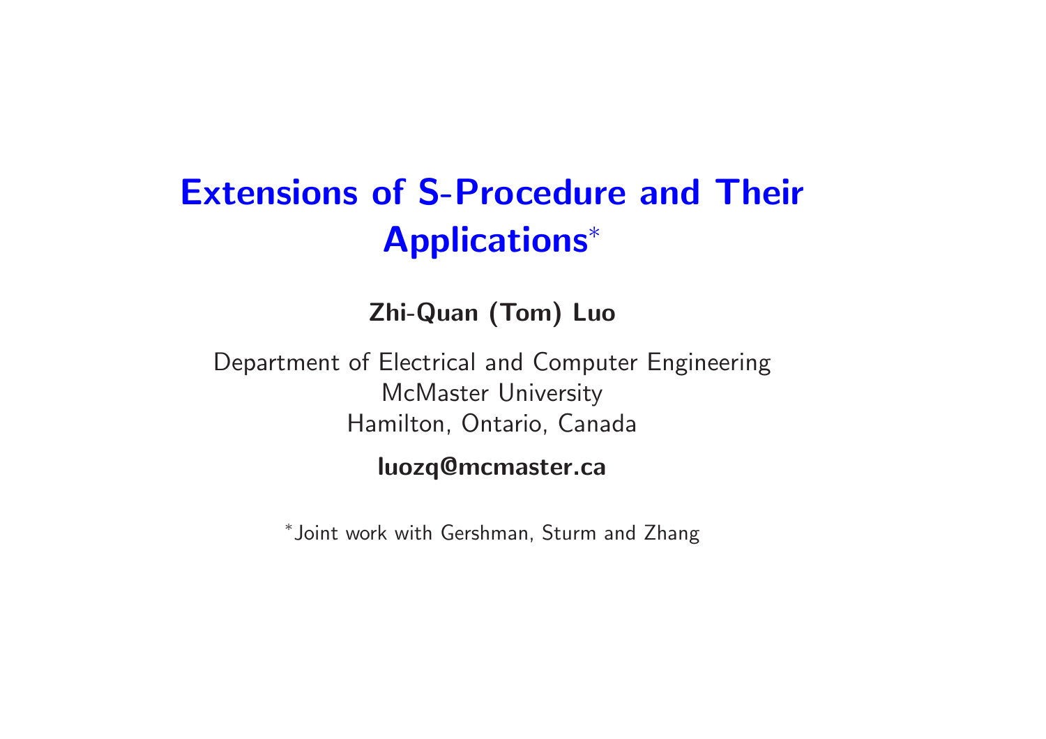# Extensions of S-Procedure and Their Applications*

**Zhi-Quan (Tom) Luo**

Department of Electrical and Computer Engineering
McMaster University
Hamilton, Ontario, Canada

**luozq@mcmaster.ca**

*Joint work with Gershman, Sturm and Zhang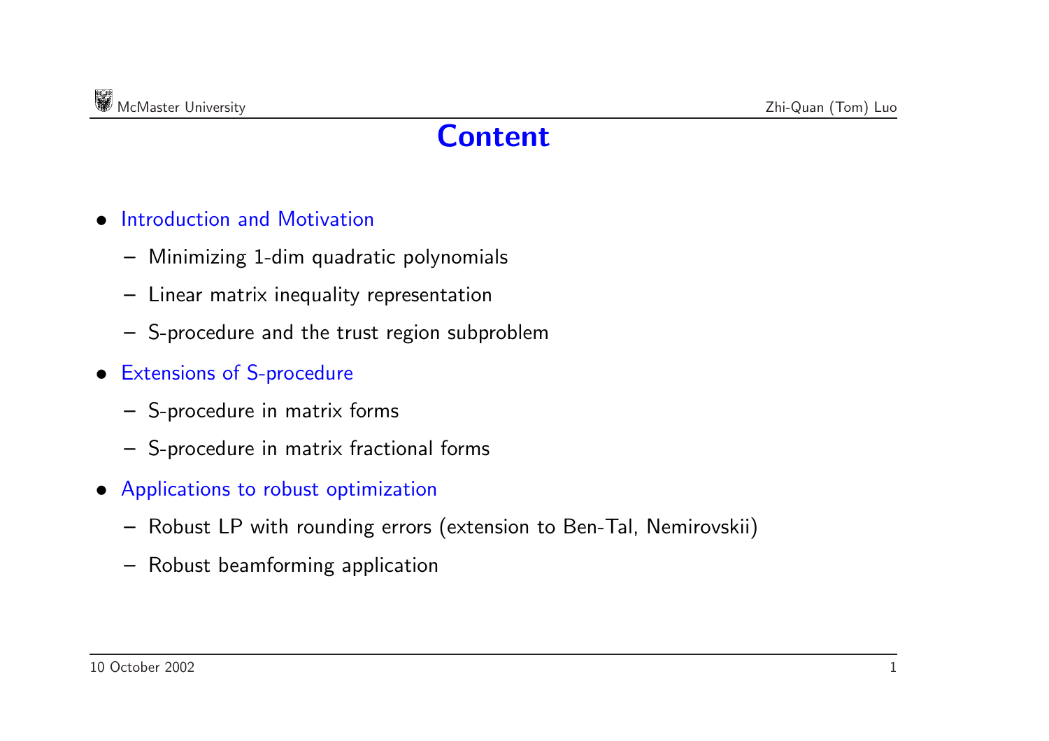# Content

- Introduction and Motivation
  - Minimizing 1-dim quadratic polynomials
  - Linear matrix inequality representation
  - S-procedure and the trust region subproblem
- Extensions of S-procedure
  - S-procedure in matrix forms
  - S-procedure in matrix fractional forms
- Applications to robust optimization
  - Robust LP with rounding errors (extension to Ben-Tal, Nemirovskii)
  - Robust beamforming application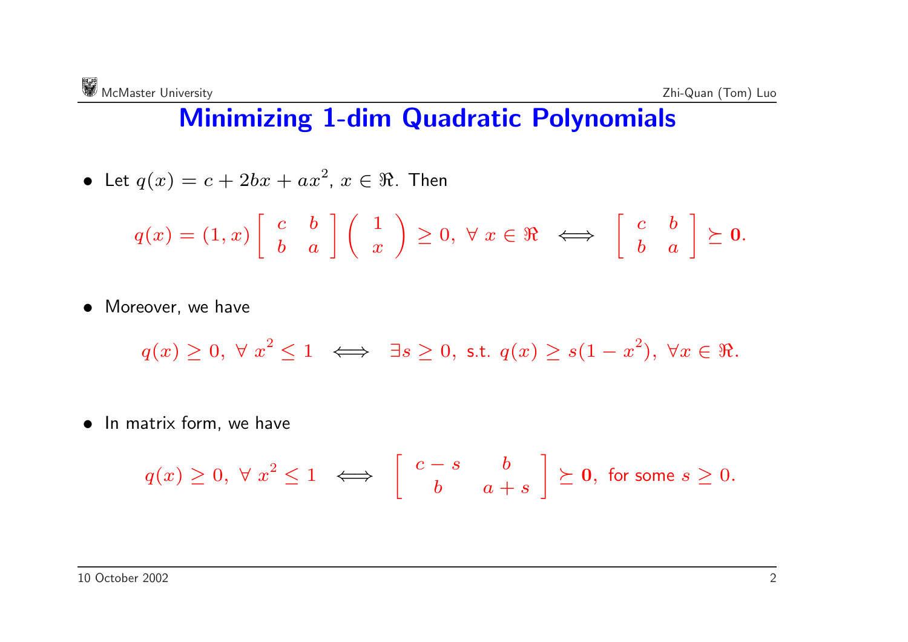# Minimizing 1-dim Quadratic Polynomials

- Let $q(x) = c + 2bx + ax^2$, $x \in \Re$. Then

$$q(x) = (1, x) \begin{bmatrix} c & b \\ b & a \end{bmatrix} \begin{pmatrix} 1 \\ x \end{pmatrix} \geq 0, \; \forall \, x \in \Re \quad \Longleftrightarrow \quad \begin{bmatrix} c & b \\ b & a \end{bmatrix} \succeq \mathbf{0}.$$

- Moreover, we have

$$q(x) \geq 0, \; \forall \; x^2 \leq 1 \quad \Longleftrightarrow \quad \exists s \geq 0, \; \text{s.t.} \; q(x) \geq s(1 - x^2), \; \forall x \in \Re.$$

- In matrix form, we have

$$q(x) \geq 0, \; \forall \; x^2 \leq 1 \quad \Longleftrightarrow \quad \begin{bmatrix} c - s & b \\ b & a + s \end{bmatrix} \succeq \mathbf{0}, \; \text{for some } s \geq 0.$$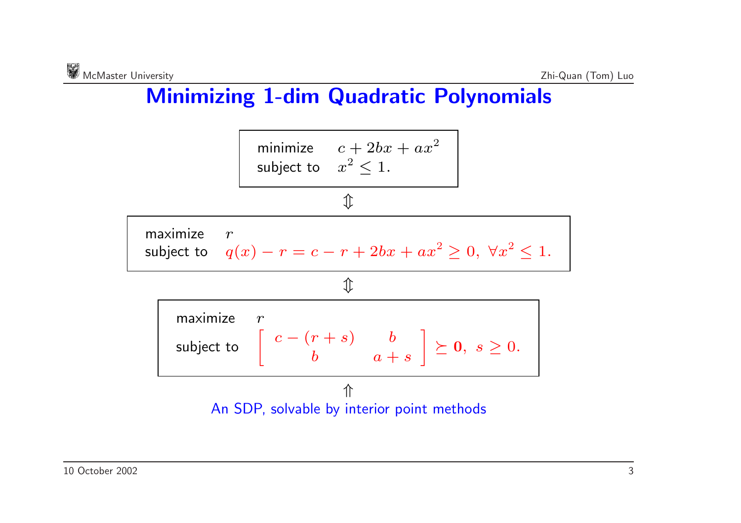# Minimizing 1-dim Quadratic Polynomials

$$
\begin{array}{ll}
\text{minimize} & c + 2bx + ax^2 \\
\text{subject to} & x^2 \le 1.
\end{array}
$$

$$\Updownarrow$$

$$
\begin{array}{ll}
\text{maximize} & r \\
\text{subject to} & q(x) - r = c - r + 2bx + ax^2 \ge 0, \ \forall x^2 \le 1.
\end{array}
$$

$$\Updownarrow$$

$$
\begin{array}{ll}
\text{maximize} & r \\
\text{subject to} & \begin{bmatrix} c - (r + s) & b \\ b & a + s \end{bmatrix} \succeq \mathbf{0}, \ s \ge 0.
\end{array}
$$

$$\Uparrow$$

An SDP, solvable by interior point methods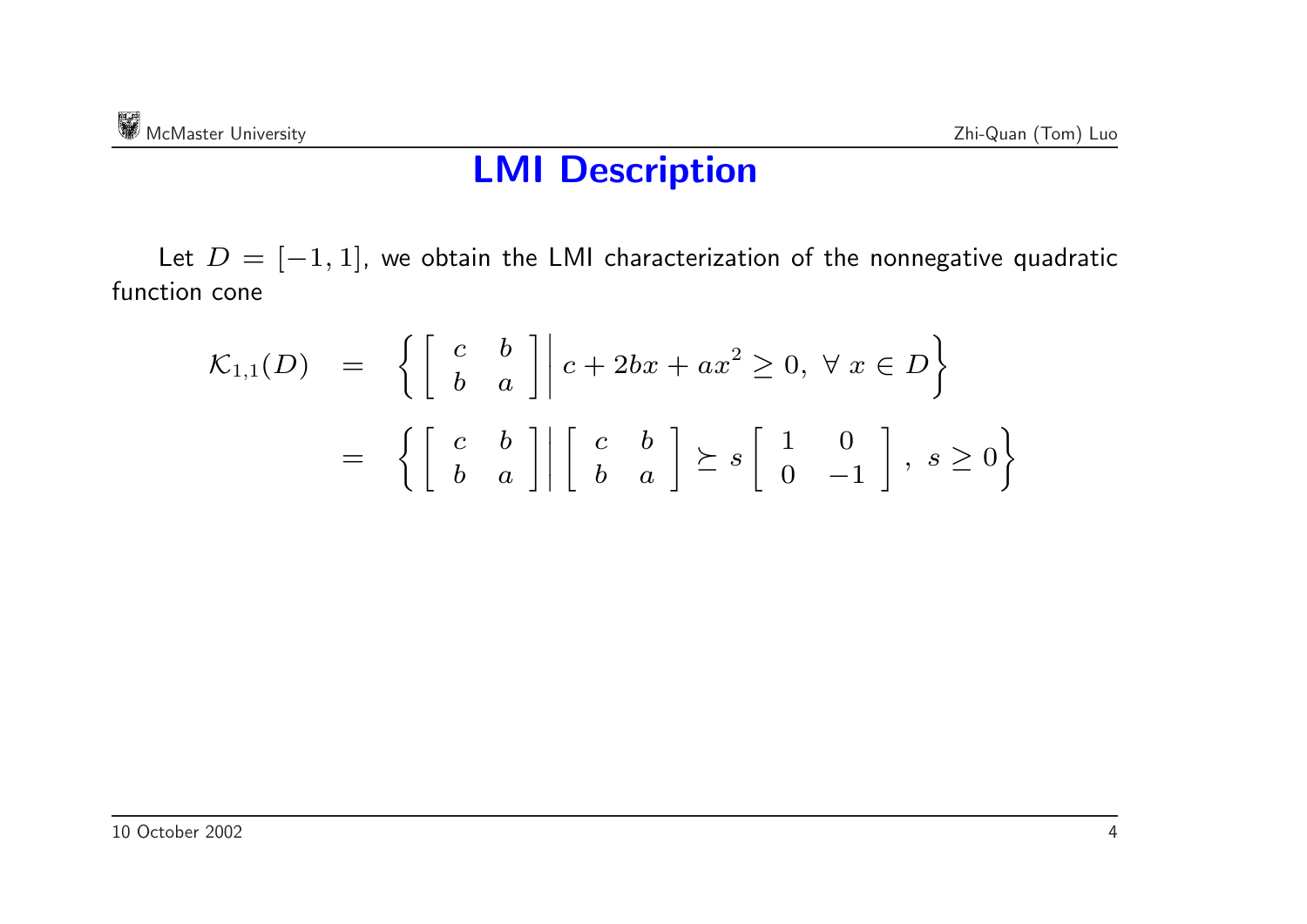# LMI Description

Let $D = [-1, 1]$, we obtain the LMI characterization of the nonnegative quadratic function cone

$$
\begin{aligned}
\mathcal{K}_{1,1}(D) &= \left\{ \begin{bmatrix} c & b \\ b & a \end{bmatrix} \middle| \, c + 2bx + ax^2 \geq 0, \ \forall \, x \in D \right\} \\
&= \left\{ \begin{bmatrix} c & b \\ b & a \end{bmatrix} \middle| \begin{bmatrix} c & b \\ b & a \end{bmatrix} \succeq s \begin{bmatrix} 1 & 0 \\ 0 & -1 \end{bmatrix}, \ s \geq 0 \right\}
\end{aligned}
$$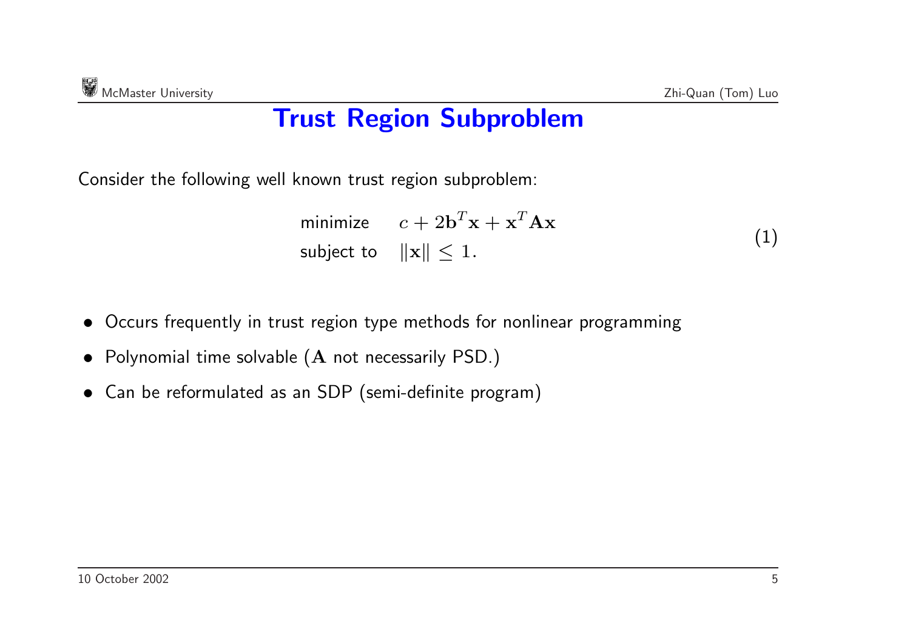# Trust Region Subproblem

Consider the following well known trust region subproblem:

$$
\begin{array}{ll}
\text{minimize} & c + 2\mathbf{b}^T\mathbf{x} + \mathbf{x}^T\mathbf{A}\mathbf{x} \\
\text{subject to} & \|\mathbf{x}\| \leq 1.
\end{array}
\tag{1}
$$

- Occurs frequently in trust region type methods for nonlinear programming
- Polynomial time solvable ($\mathbf{A}$ not necessarily PSD.)
- Can be reformulated as an SDP (semi-definite program)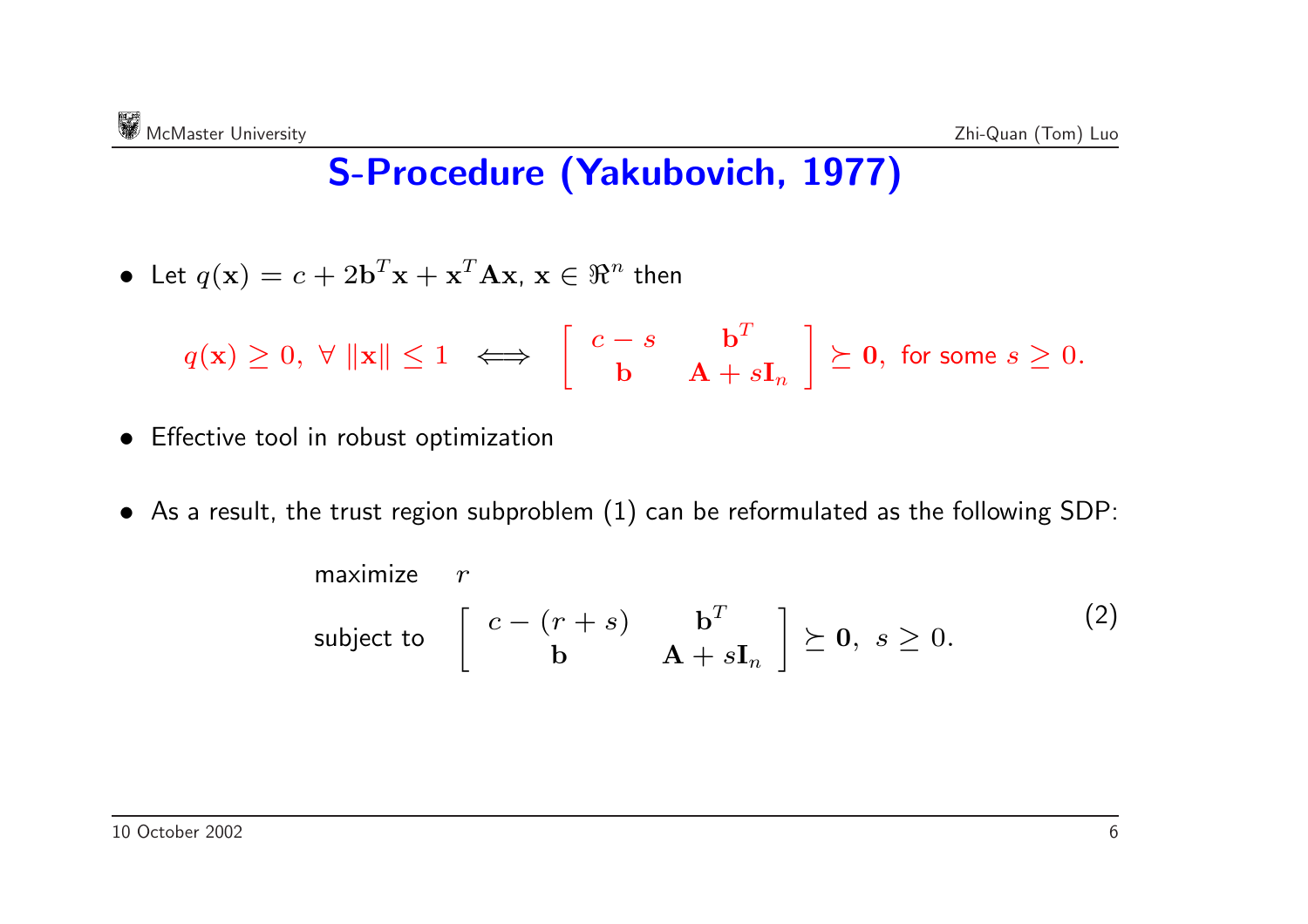# S-Procedure (Yakubovich, 1977)

- Let $q(\mathbf{x}) = c + 2\mathbf{b}^T\mathbf{x} + \mathbf{x}^T\mathbf{A}\mathbf{x}$, $\mathbf{x} \in \Re^n$ then

$$q(\mathbf{x}) \geq 0, \ \forall \ \|\mathbf{x}\| \leq 1 \quad \Longleftrightarrow \quad \begin{bmatrix} c - s & \mathbf{b}^T \\ \mathbf{b} & \mathbf{A} + s\mathbf{I}_n \end{bmatrix} \succeq \mathbf{0}, \text{ for some } s \geq 0.$$

- Effective tool in robust optimization

- As a result, the trust region subproblem (1) can be reformulated as the following SDP:

$$\begin{aligned} &\text{maximize} \quad r \\ &\text{subject to} \quad \begin{bmatrix} c - (r + s) & \mathbf{b}^T \\ \mathbf{b} & \mathbf{A} + s\mathbf{I}_n \end{bmatrix} \succeq \mathbf{0}, \ s \geq 0. \end{aligned} \tag{2}$$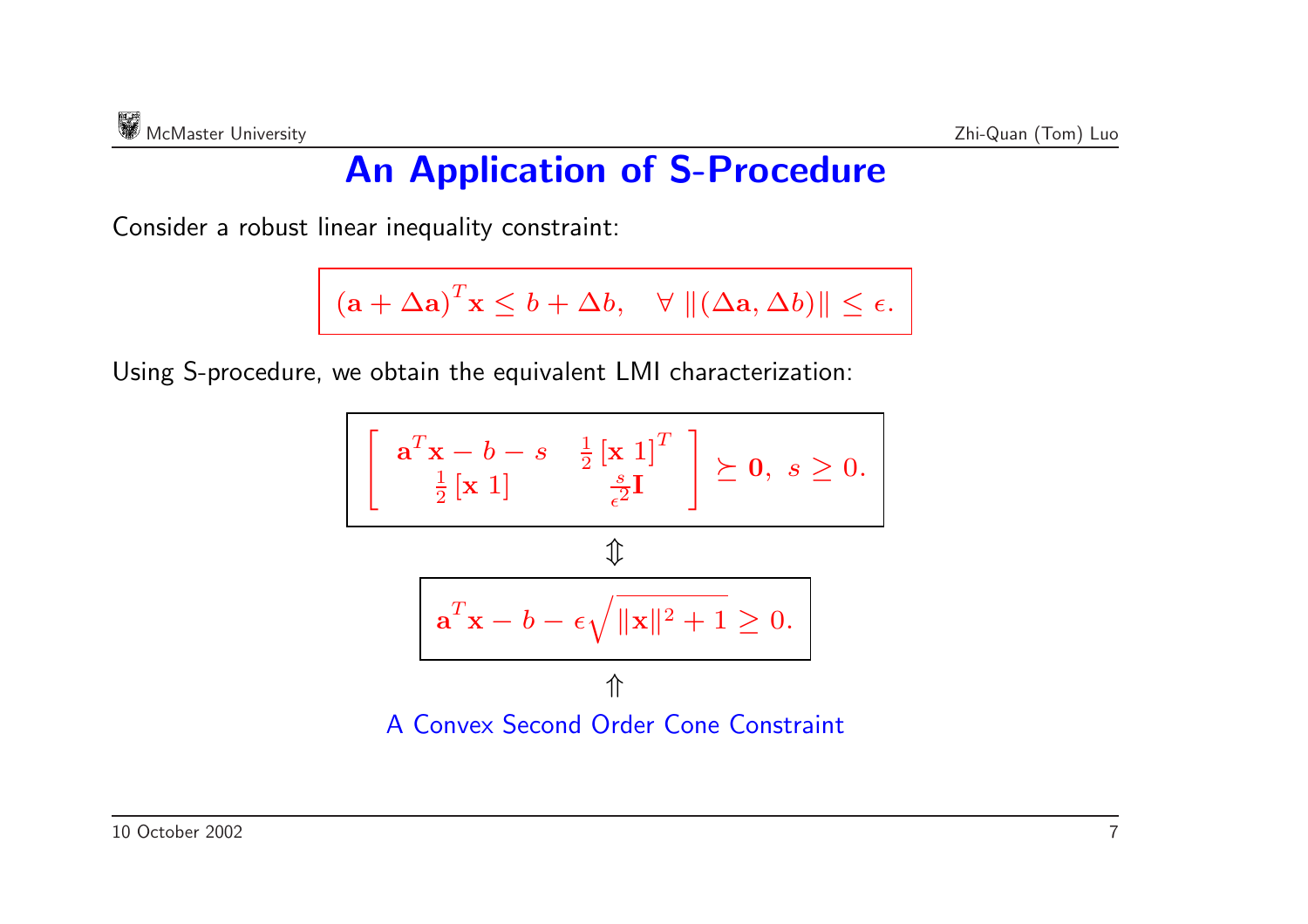# An Application of S-Procedure

Consider a robust linear inequality constraint:

$$(\mathbf{a} + \Delta\mathbf{a})^T \mathbf{x} \le b + \Delta b, \quad \forall \, \|(\Delta\mathbf{a}, \Delta b)\| \le \epsilon.$$

Using S-procedure, we obtain the equivalent LMI characterization:

$$\begin{bmatrix} \mathbf{a}^T\mathbf{x} - b - s & \frac{1}{2}[\mathbf{x} \; 1]^T \\ \frac{1}{2}[\mathbf{x} \; 1] & \frac{s}{\epsilon^2}\mathbf{I} \end{bmatrix} \succeq \mathbf{0}, \; s \ge 0.$$

$$\Updownarrow$$

$$\mathbf{a}^T\mathbf{x} - b - \epsilon\sqrt{\|\mathbf{x}\|^2 + 1} \ge 0.$$

$$\Uparrow$$

A Convex Second Order Cone Constraint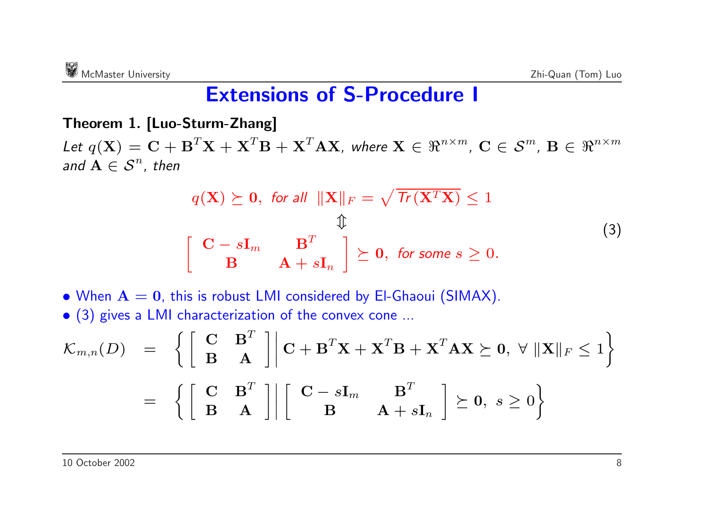# Extensions of S-Procedure I

**Theorem 1. [Luo-Sturm-Zhang]**

*Let* $q(\mathbf{X}) = \mathbf{C} + \mathbf{B}^T\mathbf{X} + \mathbf{X}^T\mathbf{B} + \mathbf{X}^T\mathbf{A}\mathbf{X}$, *where* $\mathbf{X} \in \Re^{n\times m}$, $\mathbf{C} \in \mathcal{S}^m$, $\mathbf{B} \in \Re^{n\times m}$ *and* $\mathbf{A} \in \mathcal{S}^n$, *then*

$$
\begin{gathered}
q(\mathbf{X}) \succeq \mathbf{0}, \text{ for all } \|\mathbf{X}\|_F = \sqrt{\mathit{Tr}\,(\mathbf{X}^T\mathbf{X})} \le 1 \\
\Updownarrow \\
\begin{bmatrix} \mathbf{C} - s\mathbf{I}_m & \mathbf{B}^T \\ \mathbf{B} & \mathbf{A} + s\mathbf{I}_n \end{bmatrix} \succeq \mathbf{0}, \text{ for some } s \ge 0.
\end{gathered}
\tag{3}
$$

- When $\mathbf{A} = \mathbf{0}$, this is robust LMI considered by El-Ghaoui (SIMAX).
- (3) gives a LMI characterization of the convex cone ...

$$
\begin{aligned}
\mathcal{K}_{m,n}(D) &= \left\{ \begin{bmatrix} \mathbf{C} & \mathbf{B}^T \\ \mathbf{B} & \mathbf{A} \end{bmatrix} \middle| \, \mathbf{C} + \mathbf{B}^T\mathbf{X} + \mathbf{X}^T\mathbf{B} + \mathbf{X}^T\mathbf{A}\mathbf{X} \succeq \mathbf{0}, \ \forall \ \|\mathbf{X}\|_F \le 1 \right\} \\
&= \left\{ \begin{bmatrix} \mathbf{C} & \mathbf{B}^T \\ \mathbf{B} & \mathbf{A} \end{bmatrix} \middle| \begin{bmatrix} \mathbf{C} - s\mathbf{I}_m & \mathbf{B}^T \\ \mathbf{B} & \mathbf{A} + s\mathbf{I}_n \end{bmatrix} \succeq \mathbf{0}, \ s \ge 0 \right\}
\end{aligned}
$$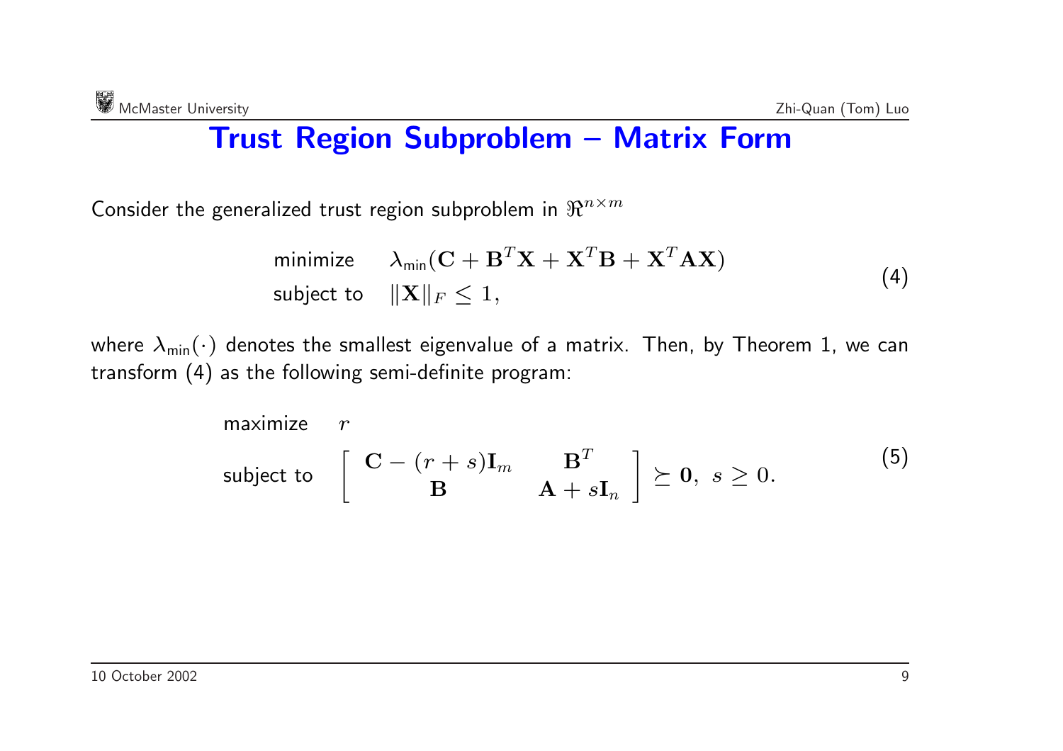## Trust Region Subproblem – Matrix Form

Consider the generalized trust region subproblem in $\Re^{n\times m}$

$$
\begin{array}{ll}
\text{minimize} & \lambda_{\min}(\mathbf{C} + \mathbf{B}^T\mathbf{X} + \mathbf{X}^T\mathbf{B} + \mathbf{X}^T\mathbf{A}\mathbf{X}) \\
\text{subject to} & \|\mathbf{X}\|_F \le 1,
\end{array}
\tag{4}
$$

where $\lambda_{\min}(\cdot)$ denotes the smallest eigenvalue of a matrix. Then, by Theorem 1, we can transform (4) as the following semi-definite program:

$$
\begin{array}{ll}
\text{maximize} & r \\
\text{subject to} & \left[\begin{array}{cc} \mathbf{C} - (r+s)\mathbf{I}_m & \mathbf{B}^T \\ \mathbf{B} & \mathbf{A} + s\mathbf{I}_n \end{array}\right] \succeq \mathbf{0},\ s \ge 0.
\end{array}
\tag{5}
$$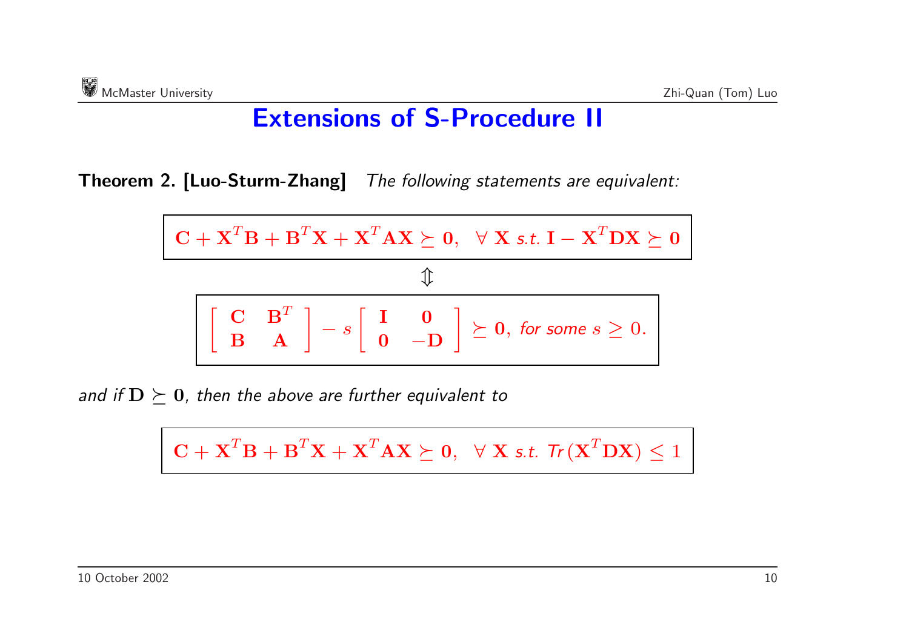# Extensions of S-Procedure II

**Theorem 2. [Luo-Sturm-Zhang]** *The following statements are equivalent:*

$$\mathbf{C} + \mathbf{X}^T\mathbf{B} + \mathbf{B}^T\mathbf{X} + \mathbf{X}^T\mathbf{A}\mathbf{X} \succeq \mathbf{0}, \quad \forall\, \mathbf{X} \text{ s.t. } \mathbf{I} - \mathbf{X}^T\mathbf{D}\mathbf{X} \succeq \mathbf{0}$$

$$\Updownarrow$$

$$\begin{bmatrix} \mathbf{C} & \mathbf{B}^T \\ \mathbf{B} & \mathbf{A} \end{bmatrix} - s \begin{bmatrix} \mathbf{I} & \mathbf{0} \\ \mathbf{0} & -\mathbf{D} \end{bmatrix} \succeq \mathbf{0}, \text{ for some } s \geq 0.$$

*and if* $\mathbf{D} \succeq \mathbf{0}$, *then the above are further equivalent to*

$$\mathbf{C} + \mathbf{X}^T\mathbf{B} + \mathbf{B}^T\mathbf{X} + \mathbf{X}^T\mathbf{A}\mathbf{X} \succeq \mathbf{0}, \quad \forall\, \mathbf{X} \text{ s.t. } Tr(\mathbf{X}^T\mathbf{D}\mathbf{X}) \leq 1$$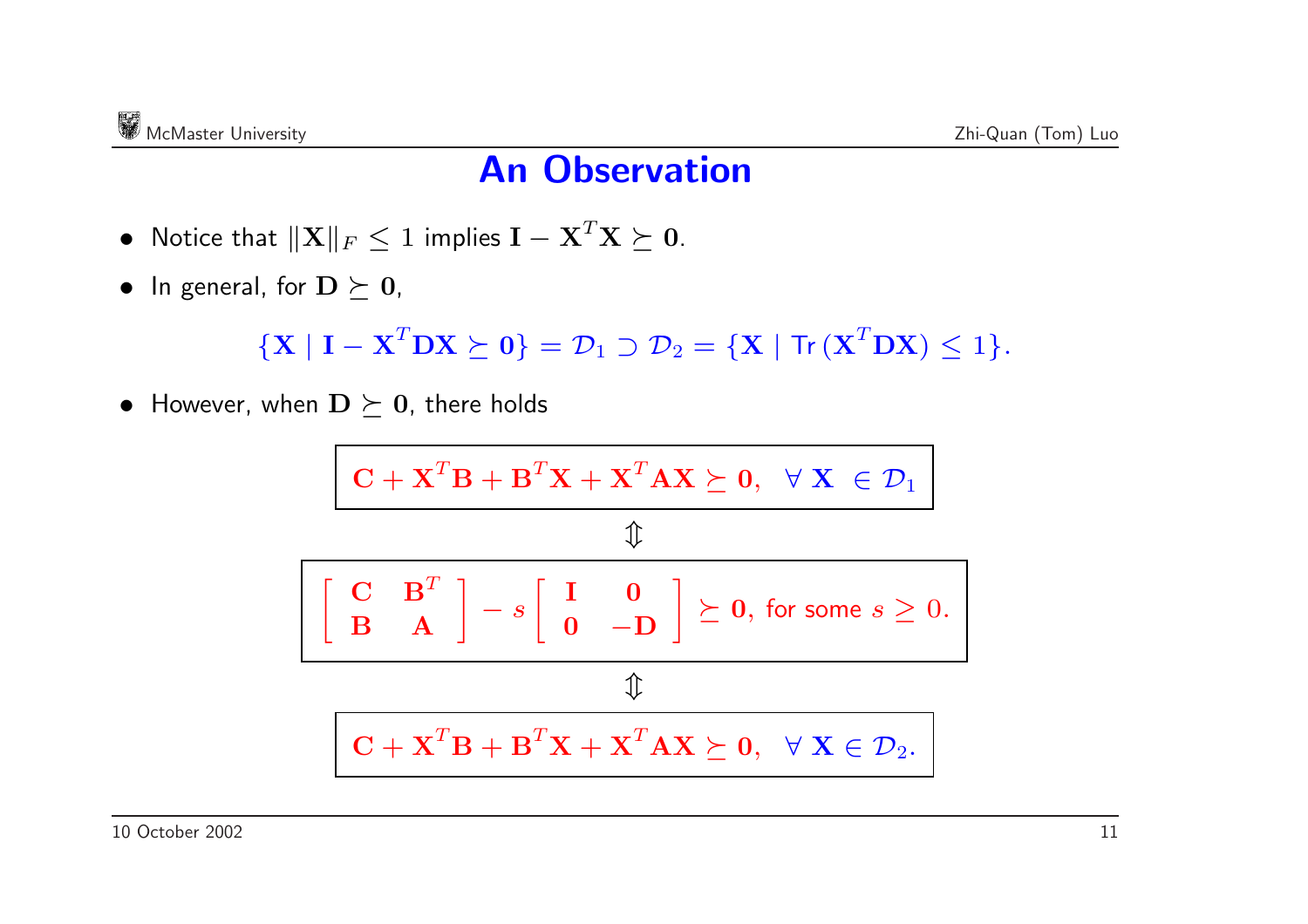# An Observation

- Notice that $\|\mathbf{X}\|_F \leq 1$ implies $\mathbf{I} - \mathbf{X}^T\mathbf{X} \succeq \mathbf{0}$.
- In general, for $\mathbf{D} \succeq \mathbf{0}$,

$$\{\mathbf{X} \mid \mathbf{I} - \mathbf{X}^T\mathbf{D}\mathbf{X} \succeq \mathbf{0}\} = \mathcal{D}_1 \supset \mathcal{D}_2 = \{\mathbf{X} \mid \mathsf{Tr}\,(\mathbf{X}^T\mathbf{D}\mathbf{X}) \leq 1\}.$$

- However, when $\mathbf{D} \succeq \mathbf{0}$, there holds

$$\mathbf{C} + \mathbf{X}^T\mathbf{B} + \mathbf{B}^T\mathbf{X} + \mathbf{X}^T\mathbf{A}\mathbf{X} \succeq \mathbf{0}, \quad \forall\, \mathbf{X} \in \mathcal{D}_1$$

$$\Updownarrow$$

$$\begin{bmatrix} \mathbf{C} & \mathbf{B}^T \\ \mathbf{B} & \mathbf{A} \end{bmatrix} - s \begin{bmatrix} \mathbf{I} & \mathbf{0} \\ \mathbf{0} & -\mathbf{D} \end{bmatrix} \succeq \mathbf{0}, \text{ for some } s \geq 0.$$

$$\Updownarrow$$

$$\mathbf{C} + \mathbf{X}^T\mathbf{B} + \mathbf{B}^T\mathbf{X} + \mathbf{X}^T\mathbf{A}\mathbf{X} \succeq \mathbf{0}, \quad \forall\, \mathbf{X} \in \mathcal{D}_2.$$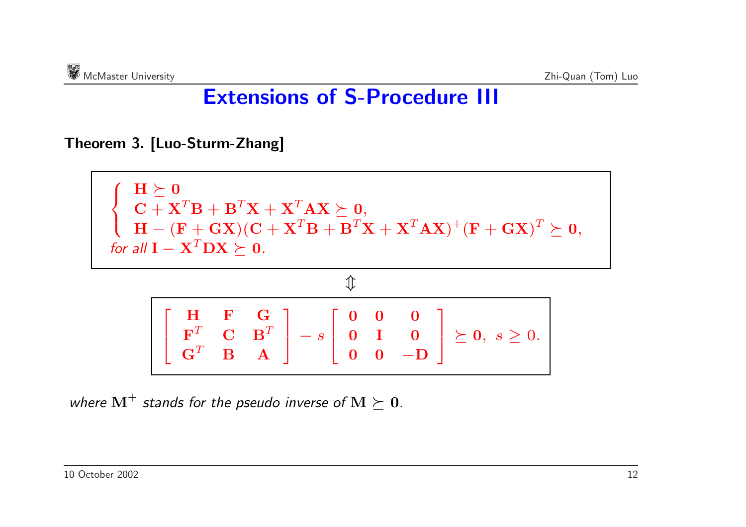# Extensions of S-Procedure III

**Theorem 3. [Luo-Sturm-Zhang]**

$$
\left\{
\begin{array}{l}
\mathbf{H} \succeq \mathbf{0} \\
\mathbf{C} + \mathbf{X}^T\mathbf{B} + \mathbf{B}^T\mathbf{X} + \mathbf{X}^T\mathbf{A}\mathbf{X} \succeq \mathbf{0}, \\
\mathbf{H} - (\mathbf{F} + \mathbf{G}\mathbf{X})(\mathbf{C} + \mathbf{X}^T\mathbf{B} + \mathbf{B}^T\mathbf{X} + \mathbf{X}^T\mathbf{A}\mathbf{X})^{+}(\mathbf{F} + \mathbf{G}\mathbf{X})^T \succeq \mathbf{0},
\end{array}
\right.
$$

*for all* $\mathbf{I} - \mathbf{X}^T\mathbf{D}\mathbf{X} \succeq \mathbf{0}$.

$$\Updownarrow$$

$$
\begin{bmatrix}
\mathbf{H} & \mathbf{F} & \mathbf{G} \\
\mathbf{F}^T & \mathbf{C} & \mathbf{B}^T \\
\mathbf{G}^T & \mathbf{B} & \mathbf{A}
\end{bmatrix}
- s
\begin{bmatrix}
\mathbf{0} & \mathbf{0} & \mathbf{0} \\
\mathbf{0} & \mathbf{I} & \mathbf{0} \\
\mathbf{0} & \mathbf{0} & -\mathbf{D}
\end{bmatrix}
\succeq \mathbf{0}, \; s \geq 0.
$$

*where* $\mathbf{M}^{+}$ *stands for the pseudo inverse of* $\mathbf{M} \succeq \mathbf{0}$.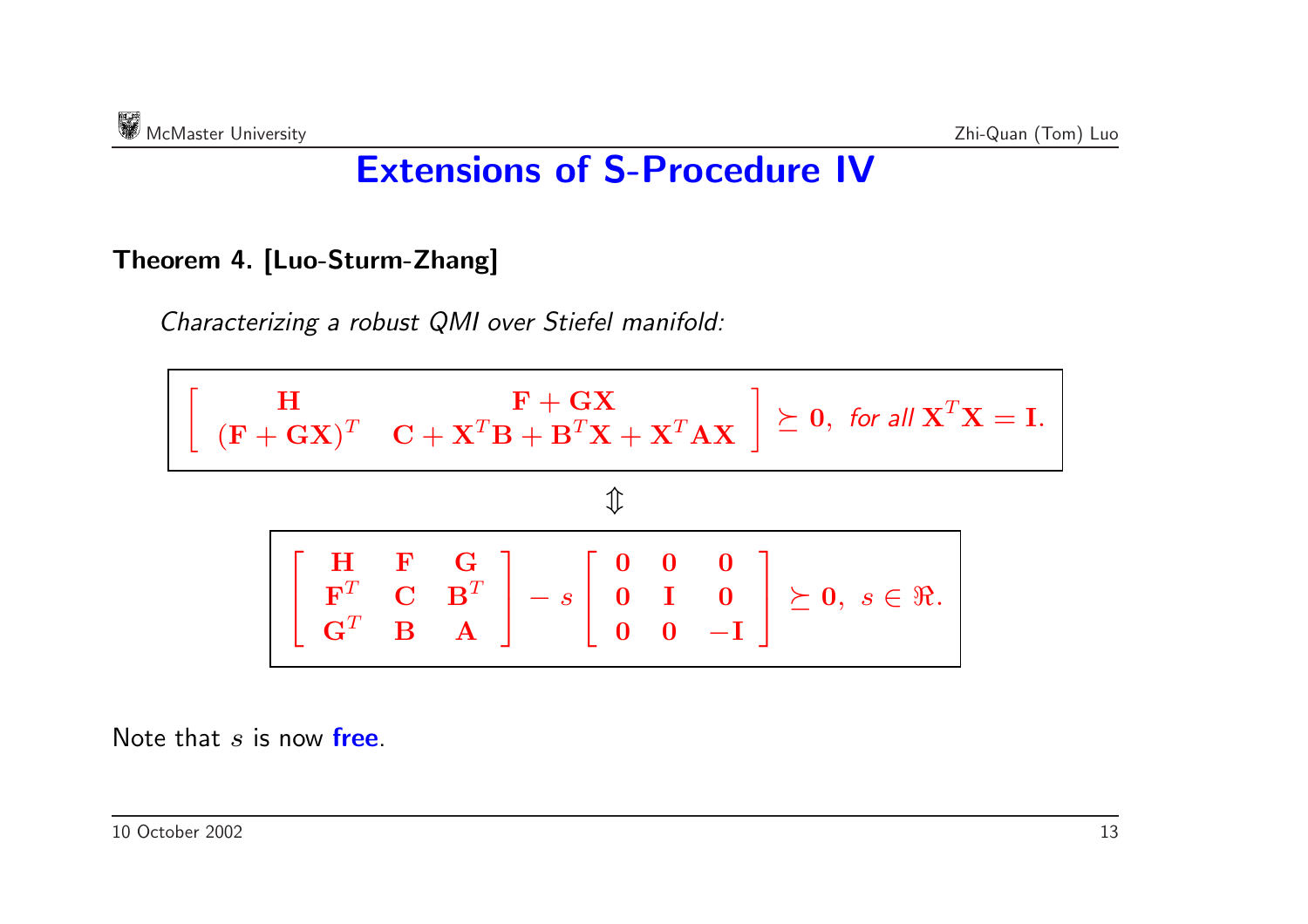# Extensions of S-Procedure IV

**Theorem 4. [Luo-Sturm-Zhang]**

*Characterizing a robust QMI over Stiefel manifold:*

$$\begin{bmatrix} \mathbf{H} & \mathbf{F} + \mathbf{G}\mathbf{X} \\ (\mathbf{F} + \mathbf{G}\mathbf{X})^T & \mathbf{C} + \mathbf{X}^T\mathbf{B} + \mathbf{B}^T\mathbf{X} + \mathbf{X}^T\mathbf{A}\mathbf{X} \end{bmatrix} \succeq \mathbf{0}, \text{ for all } \mathbf{X}^T\mathbf{X} = \mathbf{I}.$$

$$\Updownarrow$$

$$\begin{bmatrix} \mathbf{H} & \mathbf{F} & \mathbf{G} \\ \mathbf{F}^T & \mathbf{C} & \mathbf{B}^T \\ \mathbf{G}^T & \mathbf{B} & \mathbf{A} \end{bmatrix} - s \begin{bmatrix} \mathbf{0} & \mathbf{0} & \mathbf{0} \\ \mathbf{0} & \mathbf{I} & \mathbf{0} \\ \mathbf{0} & \mathbf{0} & -\mathbf{I} \end{bmatrix} \succeq \mathbf{0}, \; s \in \Re.$$

Note that $s$ is now **free**.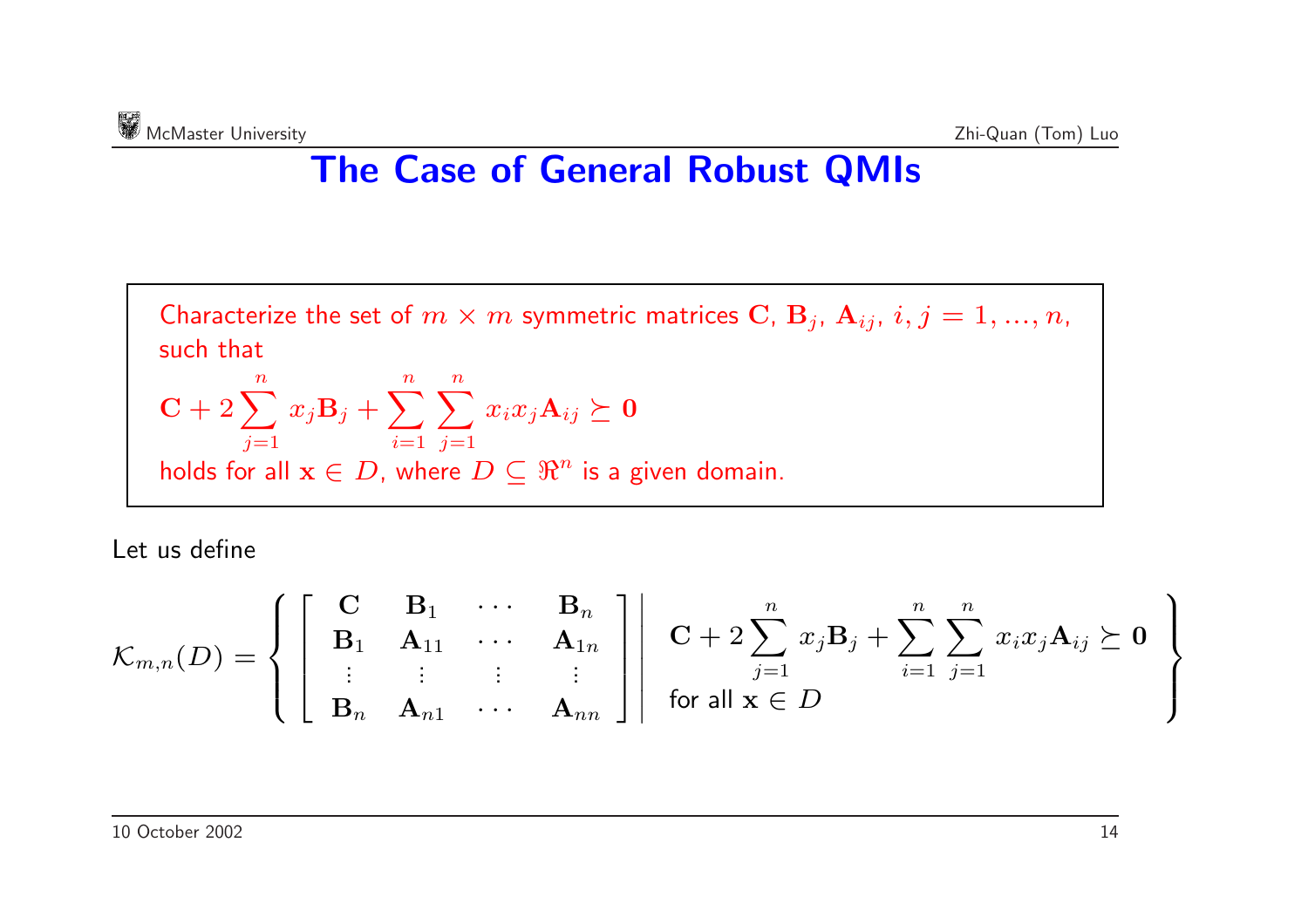# The Case of General Robust QMIs

Characterize the set of $m \times m$ symmetric matrices $\mathbf{C}$, $\mathbf{B}_j$, $\mathbf{A}_{ij}$, $i, j = 1, ..., n$, such that

$$\mathbf{C} + 2\sum_{j=1}^{n} x_j \mathbf{B}_j + \sum_{i=1}^{n}\sum_{j=1}^{n} x_i x_j \mathbf{A}_{ij} \succeq \mathbf{0}$$

holds for all $\mathbf{x} \in D$, where $D \subseteq \Re^n$ is a given domain.

Let us define

$$\mathcal{K}_{m,n}(D) = \left\{ \left[ \begin{array}{cccc} \mathbf{C} & \mathbf{B}_1 & \cdots & \mathbf{B}_n \\ \mathbf{B}_1 & \mathbf{A}_{11} & \cdots & \mathbf{A}_{1n} \\ \vdots & \vdots & \vdots & \vdots \\ \mathbf{B}_n & \mathbf{A}_{n1} & \cdots & \mathbf{A}_{nn} \end{array} \right] \middle| \begin{array}{l} \mathbf{C} + 2\sum_{j=1}^{n} x_j \mathbf{B}_j + \sum_{i=1}^{n}\sum_{j=1}^{n} x_i x_j \mathbf{A}_{ij} \succeq \mathbf{0} \\ \text{for all } \mathbf{x} \in D \end{array} \right\}$$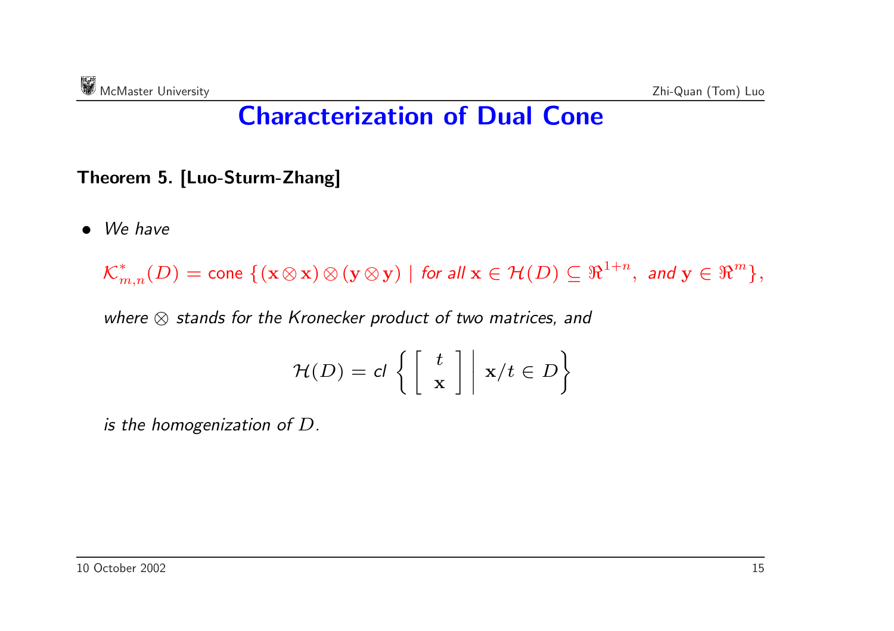# Characterization of Dual Cone

**Theorem 5. [Luo-Sturm-Zhang]**

- *We have*

  $$\mathcal{K}^*_{m,n}(D) = \text{cone}\,\{(\mathbf{x}\otimes\mathbf{x})\otimes(\mathbf{y}\otimes\mathbf{y}) \mid \textit{for all } \mathbf{x} \in \mathcal{H}(D) \subseteq \Re^{1+n},\ \textit{and } \mathbf{y} \in \Re^m\},$$

  *where $\otimes$ stands for the Kronecker product of two matrices, and*

  $$\mathcal{H}(D) = \textit{cl}\left\{ \left[\begin{array}{c} t \\ \mathbf{x} \end{array}\right] \middle| \ \mathbf{x}/t \in D \right\}$$

  *is the homogenization of $D$.*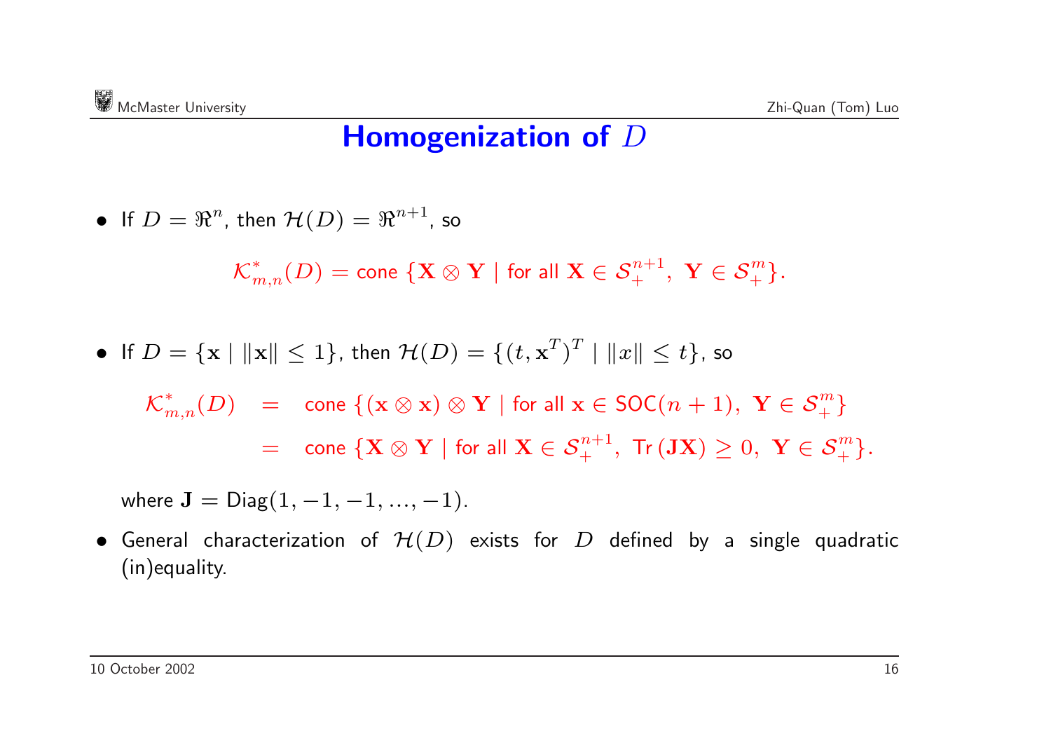# Homogenization of $D$

- If $D = \Re^n$, then $\mathcal{H}(D) = \Re^{n+1}$, so

$$\mathcal{K}^*_{m,n}(D) = \text{cone}\,\{\mathbf{X} \otimes \mathbf{Y} \mid \text{for all } \mathbf{X} \in \mathcal{S}^{n+1}_+,\ \mathbf{Y} \in \mathcal{S}^m_+\}.$$

- If $D = \{\mathbf{x} \mid \|\mathbf{x}\| \leq 1\}$, then $\mathcal{H}(D) = \{(t, \mathbf{x}^T)^T \mid \|x\| \leq t\}$, so

$$\begin{aligned}
\mathcal{K}^*_{m,n}(D) &= \text{cone}\,\{(\mathbf{x} \otimes \mathbf{x}) \otimes \mathbf{Y} \mid \text{for all } \mathbf{x} \in \text{SOC}(n+1),\ \mathbf{Y} \in \mathcal{S}^m_+\} \\
&= \text{cone}\,\{\mathbf{X} \otimes \mathbf{Y} \mid \text{for all } \mathbf{X} \in \mathcal{S}^{n+1}_+,\ \text{Tr}\,(\mathbf{J}\mathbf{X}) \geq 0,\ \mathbf{Y} \in \mathcal{S}^m_+\}.
\end{aligned}$$

  where $\mathbf{J} = \text{Diag}(1, -1, -1, \ldots, -1)$.

- General characterization of $\mathcal{H}(D)$ exists for $D$ defined by a single quadratic (in)equality.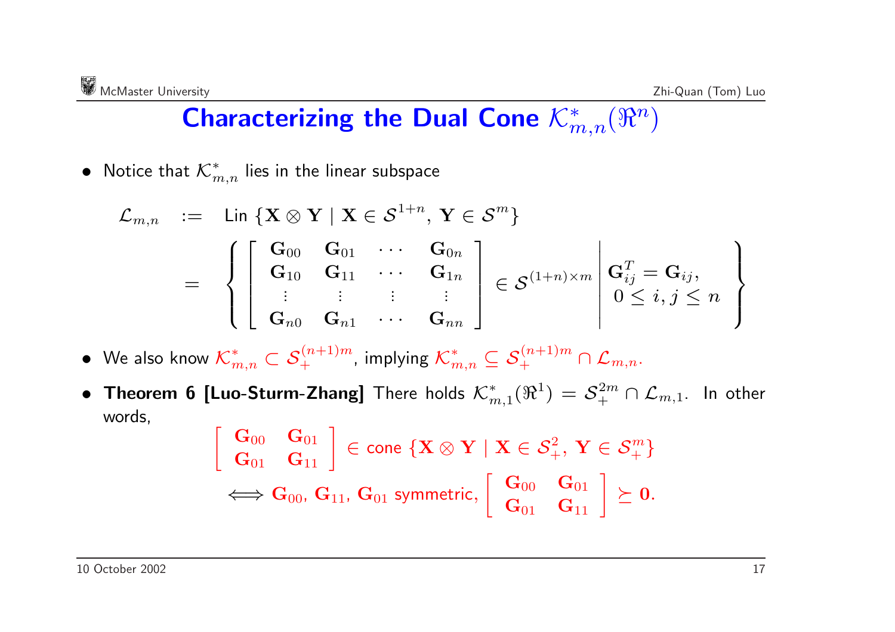# Characterizing the Dual Cone $\mathcal{K}^*_{m,n}(\Re^n)$

- Notice that $\mathcal{K}^*_{m,n}$ lies in the linear subspace

$$
\begin{aligned}
\mathcal{L}_{m,n} \quad &:= \quad \text{Lin}\,\{\mathbf{X} \otimes \mathbf{Y} \mid \mathbf{X} \in \mathcal{S}^{1+n},\, \mathbf{Y} \in \mathcal{S}^m\} \\
&= \quad \left\{ \left[ \begin{array}{cccc} \mathbf{G}_{00} & \mathbf{G}_{01} & \cdots & \mathbf{G}_{0n} \\ \mathbf{G}_{10} & \mathbf{G}_{11} & \cdots & \mathbf{G}_{1n} \\ \vdots & \vdots & \vdots & \vdots \\ \mathbf{G}_{n0} & \mathbf{G}_{n1} & \cdots & \mathbf{G}_{nn} \end{array} \right] \in \mathcal{S}^{(1+n)\times m} \,\middle|\, \begin{array}{c} \mathbf{G}_{ij}^T = \mathbf{G}_{ij}, \\ 0 \le i, j \le n \end{array} \right\}
\end{aligned}
$$

- We also know $\mathcal{K}^*_{m,n} \subset \mathcal{S}^{(n+1)m}_+$, implying $\mathcal{K}^*_{m,n} \subseteq \mathcal{S}^{(n+1)m}_+ \cap \mathcal{L}_{m,n}$.

- **Theorem 6 [Luo-Sturm-Zhang]** There holds $\mathcal{K}^*_{m,1}(\Re^1) = \mathcal{S}^{2m}_+ \cap \mathcal{L}_{m,1}$. In other words,

$$
\left[ \begin{array}{cc} \mathbf{G}_{00} & \mathbf{G}_{01} \\ \mathbf{G}_{01} & \mathbf{G}_{11} \end{array} \right] \in \text{cone}\,\{\mathbf{X} \otimes \mathbf{Y} \mid \mathbf{X} \in \mathcal{S}^2_+,\, \mathbf{Y} \in \mathcal{S}^m_+\}
$$

$$
\iff \mathbf{G}_{00},\, \mathbf{G}_{11},\, \mathbf{G}_{01} \text{ symmetric}, \left[ \begin{array}{cc} \mathbf{G}_{00} & \mathbf{G}_{01} \\ \mathbf{G}_{01} & \mathbf{G}_{11} \end{array} \right] \succeq \mathbf{0}.
$$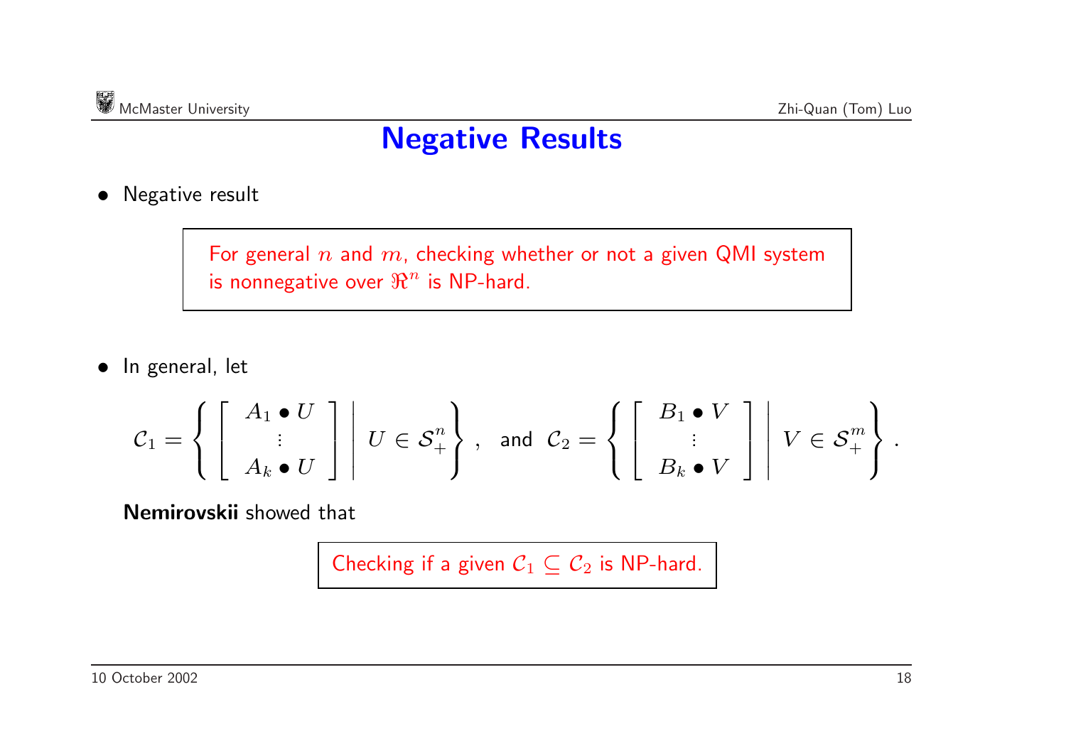# Negative Results

- Negative result

> For general $n$ and $m$, checking whether or not a given QMI system is nonnegative over $\Re^n$ is NP-hard.

- In general, let

$$\mathcal{C}_1 = \left\{ \left[ \begin{array}{c} A_1 \bullet U \\ \vdots \\ A_k \bullet U \end{array} \right] \middle| \; U \in \mathcal{S}_+^n \right\}, \quad \text{and} \quad \mathcal{C}_2 = \left\{ \left[ \begin{array}{c} B_1 \bullet V \\ \vdots \\ B_k \bullet V \end{array} \right] \middle| \; V \in \mathcal{S}_+^m \right\}.$$

**Nemirovskii** showed that

> Checking if a given $\mathcal{C}_1 \subseteq \mathcal{C}_2$ is NP-hard.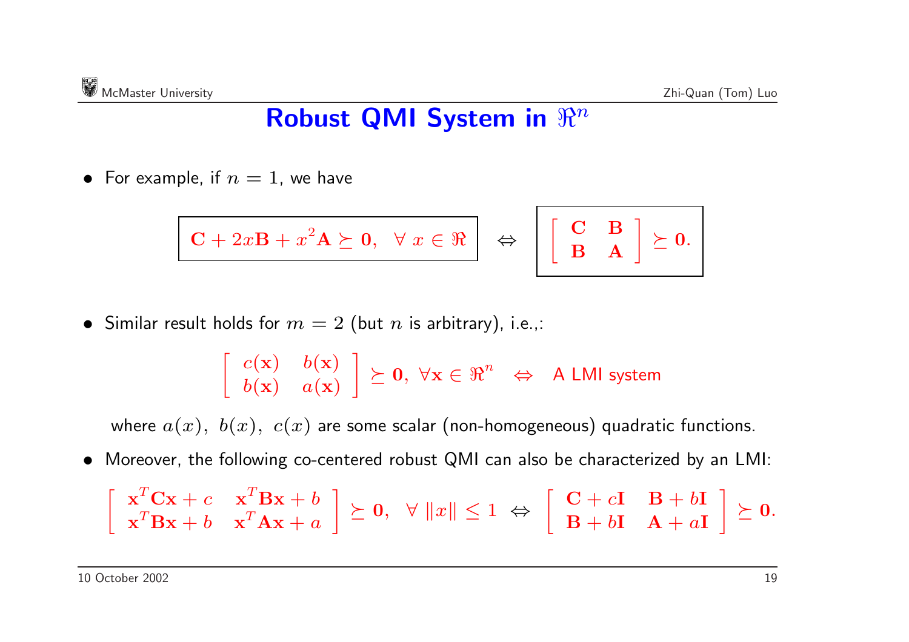# Robust QMI System in $\Re^n$

- For example, if $n = 1$, we have

$$\boxed{\mathbf{C} + 2x\mathbf{B} + x^2\mathbf{A} \succeq \mathbf{0}, \quad \forall\, x \in \Re} \quad \Leftrightarrow \quad \boxed{\begin{bmatrix} \mathbf{C} & \mathbf{B} \\ \mathbf{B} & \mathbf{A} \end{bmatrix} \succeq \mathbf{0}.}$$

- Similar result holds for $m = 2$ (but $n$ is arbitrary), i.e.,:

$$\begin{bmatrix} c(\mathbf{x}) & b(\mathbf{x}) \\ b(\mathbf{x}) & a(\mathbf{x}) \end{bmatrix} \succeq \mathbf{0}, \ \forall \mathbf{x} \in \Re^n \quad \Leftrightarrow \quad \text{A LMI system}$$

  where $a(x),\ b(x),\ c(x)$ are some scalar (non-homogeneous) quadratic functions.

- Moreover, the following co-centered robust QMI can also be characterized by an LMI:

$$\begin{bmatrix} \mathbf{x}^T\mathbf{C}\mathbf{x} + c & \mathbf{x}^T\mathbf{B}\mathbf{x} + b \\ \mathbf{x}^T\mathbf{B}\mathbf{x} + b & \mathbf{x}^T\mathbf{A}\mathbf{x} + a \end{bmatrix} \succeq \mathbf{0}, \quad \forall\ \|x\| \leq 1 \ \Leftrightarrow \ \begin{bmatrix} \mathbf{C} + c\mathbf{I} & \mathbf{B} + b\mathbf{I} \\ \mathbf{B} + b\mathbf{I} & \mathbf{A} + a\mathbf{I} \end{bmatrix} \succeq \mathbf{0}.$$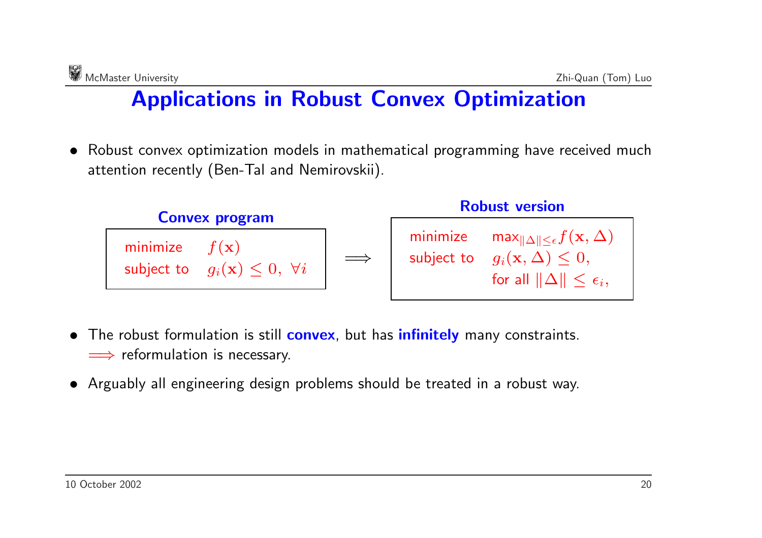# Applications in Robust Convex Optimization

- Robust convex optimization models in mathematical programming have received much attention recently (Ben-Tal and Nemirovskii).

**Convex program**

$$
\begin{array}{ll}
\text{minimize} & f(\mathbf{x}) \\
\text{subject to} & g_i(\mathbf{x}) \le 0, \ \forall i
\end{array}
$$

$\Longrightarrow$

**Robust version**

$$
\begin{array}{ll}
\text{minimize} & \max_{\|\Delta\| \le \epsilon} f(\mathbf{x}, \Delta) \\
\text{subject to} & g_i(\mathbf{x}, \Delta) \le 0, \\
 & \text{for all } \|\Delta\| \le \epsilon_i,
\end{array}
$$

- The robust formulation is still **convex**, but has **infinitely** many constraints.
  $\Longrightarrow$ reformulation is necessary.
- Arguably all engineering design problems should be treated in a robust way.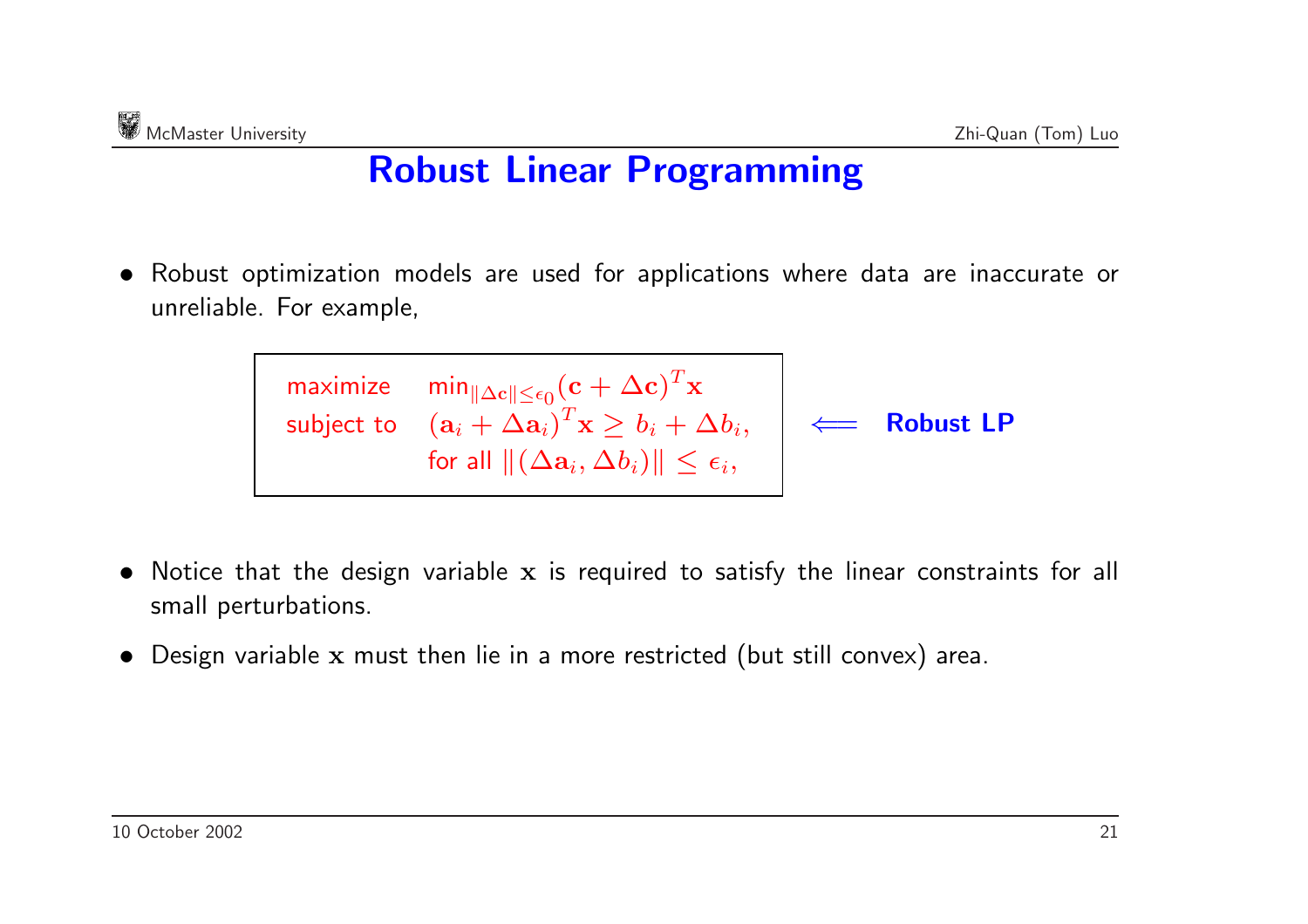# Robust Linear Programming

- Robust optimization models are used for applications where data are inaccurate or unreliable. For example,

$$
\begin{array}{ll}
\text{maximize} & \min_{\|\Delta \mathbf{c}\| \le \epsilon_0} (\mathbf{c} + \Delta \mathbf{c})^T \mathbf{x} \\
\text{subject to} & (\mathbf{a}_i + \Delta \mathbf{a}_i)^T \mathbf{x} \ge b_i + \Delta b_i, \\
 & \text{for all } \|(\Delta \mathbf{a}_i, \Delta b_i)\| \le \epsilon_i,
\end{array}
\quad \Longleftarrow \quad \textbf{Robust LP}
$$

- Notice that the design variable $\mathbf{x}$ is required to satisfy the linear constraints for all small perturbations.
- Design variable $\mathbf{x}$ must then lie in a more restricted (but still convex) area.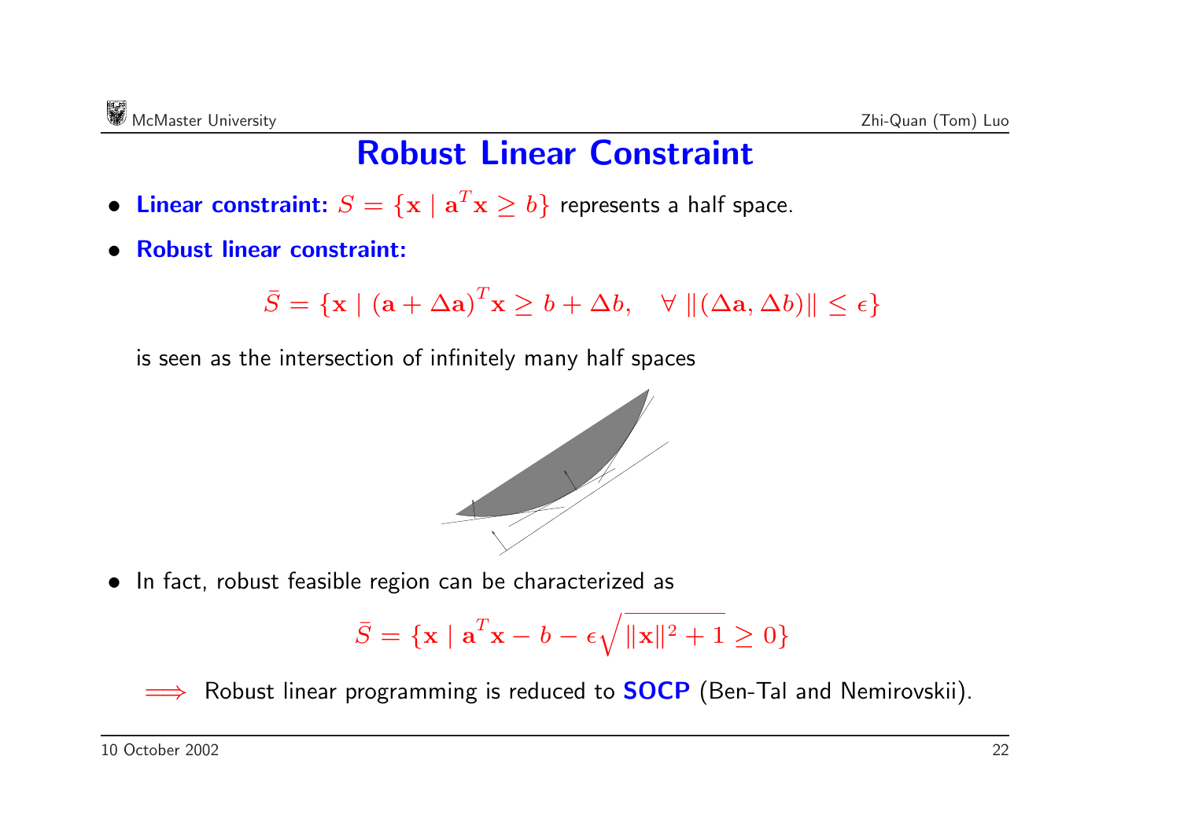# Robust Linear Constraint

- **Linear constraint:** $S = \{\mathbf{x} \mid \mathbf{a}^T\mathbf{x} \geq b\}$ represents a half space.
- **Robust linear constraint:**

$$\bar{S} = \{\mathbf{x} \mid (\mathbf{a} + \Delta\mathbf{a})^T\mathbf{x} \geq b + \Delta b, \quad \forall \, \|(\Delta\mathbf{a}, \Delta b)\| \leq \epsilon\}$$

is seen as the intersection of infinitely many half spaces

- In fact, robust feasible region can be characterized as

$$\bar{S} = \{\mathbf{x} \mid \mathbf{a}^T\mathbf{x} - b - \epsilon\sqrt{\|\mathbf{x}\|^2 + 1} \geq 0\}$$

$\Longrightarrow$ Robust linear programming is reduced to **SOCP** (Ben-Tal and Nemirovskii).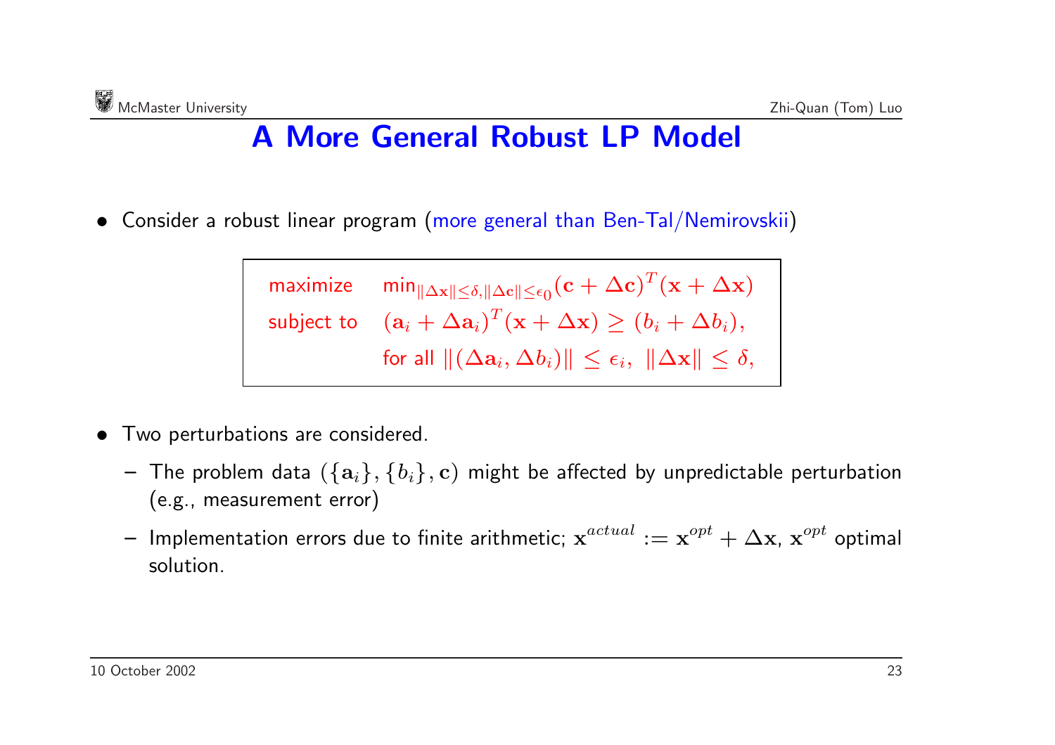# A More General Robust LP Model

- Consider a robust linear program (more general than Ben-Tal/Nemirovskii)

$$
\begin{array}{ll}
\text{maximize} & \min_{\|\Delta \mathbf{x}\| \le \delta, \|\Delta \mathbf{c}\| \le \epsilon_0} (\mathbf{c} + \Delta \mathbf{c})^T (\mathbf{x} + \Delta \mathbf{x}) \\
\text{subject to} & (\mathbf{a}_i + \Delta \mathbf{a}_i)^T (\mathbf{x} + \Delta \mathbf{x}) \ge (b_i + \Delta b_i), \\
& \text{for all } \|(\Delta \mathbf{a}_i, \Delta b_i)\| \le \epsilon_i, \ \|\Delta \mathbf{x}\| \le \delta,
\end{array}
$$

- Two perturbations are considered.
  - The problem data $(\{\mathbf{a}_i\}, \{b_i\}, \mathbf{c})$ might be affected by unpredictable perturbation (e.g., measurement error)
  - Implementation errors due to finite arithmetic; $\mathbf{x}^{actual} := \mathbf{x}^{opt} + \Delta \mathbf{x}$, $\mathbf{x}^{opt}$ optimal solution.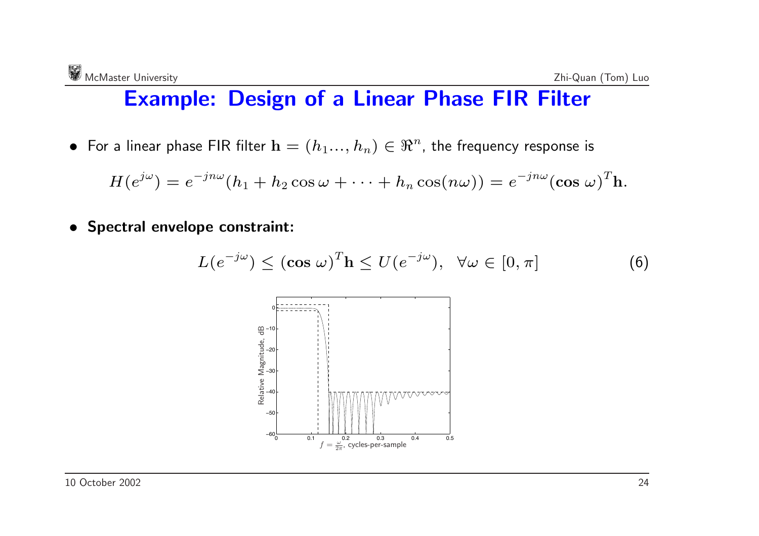# Example: Design of a Linear Phase FIR Filter

- For a linear phase FIR filter $\mathbf{h} = (h_1 \ldots, h_n) \in \Re^n$, the frequency response is

$$H(e^{j\omega}) = e^{-jn\omega}(h_1 + h_2 \cos\omega + \cdots + h_n \cos(n\omega)) = e^{-jn\omega}(\mathbf{cos}\ \omega)^T \mathbf{h}.$$

- **Spectral envelope constraint:**

$$L(e^{-j\omega}) \leq (\mathbf{cos}\ \omega)^T \mathbf{h} \leq U(e^{-j\omega}), \quad \forall \omega \in [0, \pi] \tag{6}$$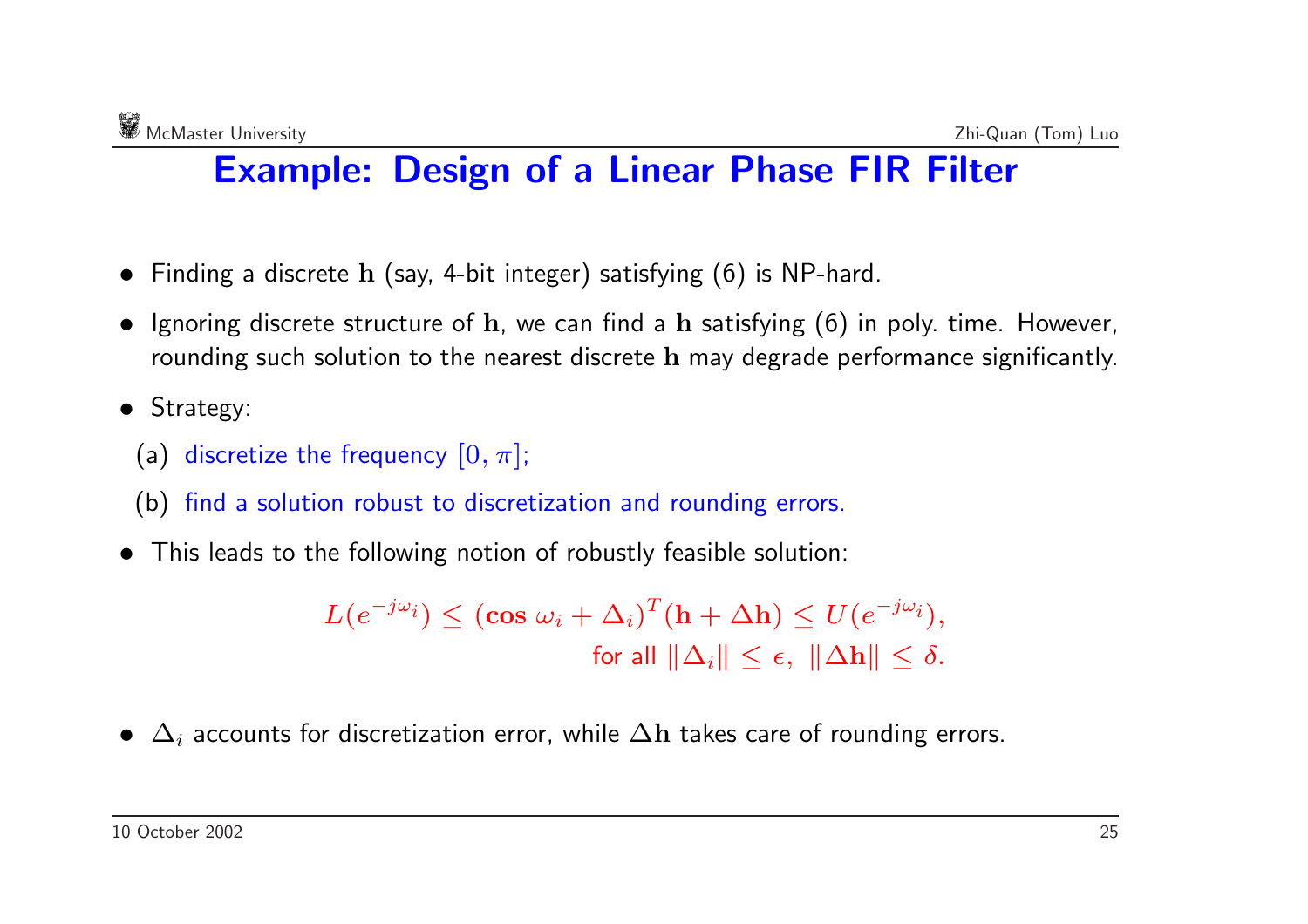# Example: Design of a Linear Phase FIR Filter

- Finding a discrete $\mathbf{h}$ (say, 4-bit integer) satisfying (6) is NP-hard.
- Ignoring discrete structure of $\mathbf{h}$, we can find a $\mathbf{h}$ satisfying (6) in poly. time. However, rounding such solution to the nearest discrete $\mathbf{h}$ may degrade performance significantly.
- Strategy:
  - (a) discretize the frequency $[0, \pi]$;
  - (b) find a solution robust to discretization and rounding errors.
- This leads to the following notion of robustly feasible solution:

$$L(e^{-j\omega_i}) \leq (\mathbf{cos}\ \omega_i + \Delta_i)^T(\mathbf{h} + \Delta\mathbf{h}) \leq U(e^{-j\omega_i}),$$
$$\text{for all } \|\Delta_i\| \leq \epsilon,\ \|\Delta\mathbf{h}\| \leq \delta.$$

- $\Delta_i$ accounts for discretization error, while $\Delta\mathbf{h}$ takes care of rounding errors.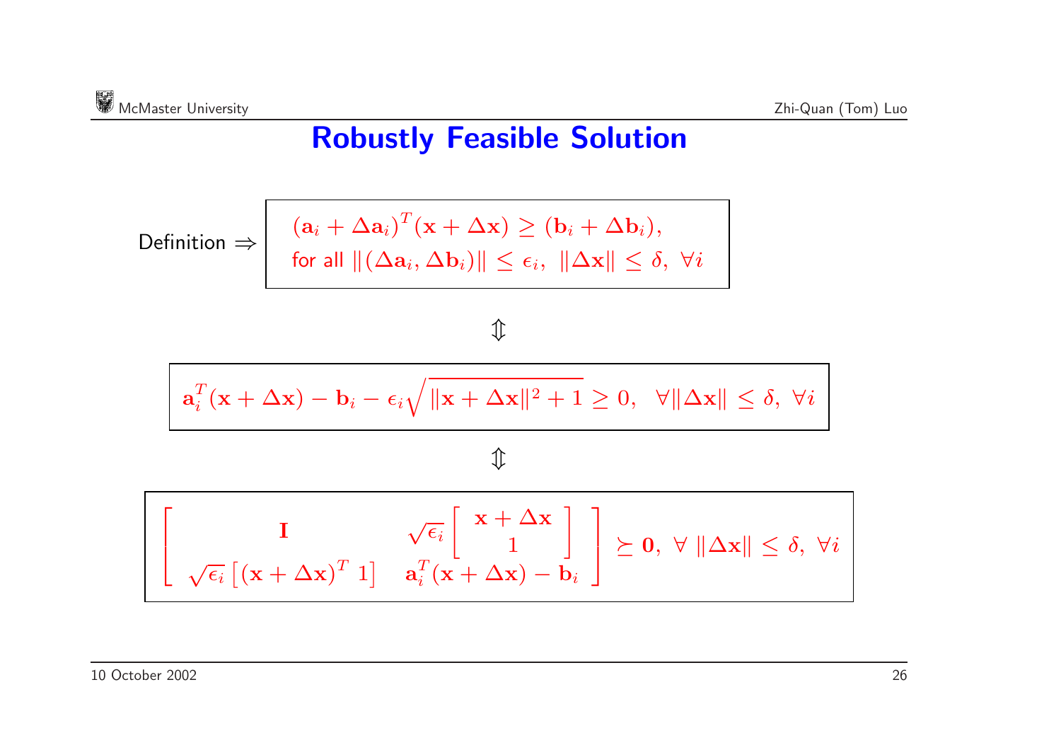# Robustly Feasible Solution

Definition $\Rightarrow$

$$
\begin{array}{l}
(\mathbf{a}_i + \Delta \mathbf{a}_i)^T (\mathbf{x} + \Delta \mathbf{x}) \geq (\mathbf{b}_i + \Delta \mathbf{b}_i), \\
\text{for all } \|(\Delta \mathbf{a}_i, \Delta \mathbf{b}_i)\| \leq \epsilon_i, \ \|\Delta \mathbf{x}\| \leq \delta, \ \forall i
\end{array}
$$

$$\Updownarrow$$

$$
\mathbf{a}_i^T (\mathbf{x} + \Delta \mathbf{x}) - \mathbf{b}_i - \epsilon_i \sqrt{\|\mathbf{x} + \Delta \mathbf{x}\|^2 + 1} \geq 0, \quad \forall \|\Delta \mathbf{x}\| \leq \delta, \ \forall i
$$

$$\Updownarrow$$

$$
\begin{bmatrix}
\mathbf{I} & \sqrt{\epsilon_i} \begin{bmatrix} \mathbf{x} + \Delta \mathbf{x} \\ 1 \end{bmatrix} \\
\sqrt{\epsilon_i} \left[ (\mathbf{x} + \Delta \mathbf{x})^T \ 1 \right] & \mathbf{a}_i^T (\mathbf{x} + \Delta \mathbf{x}) - \mathbf{b}_i
\end{bmatrix} \succeq \mathbf{0}, \ \forall \ \|\Delta \mathbf{x}\| \leq \delta, \ \forall i
$$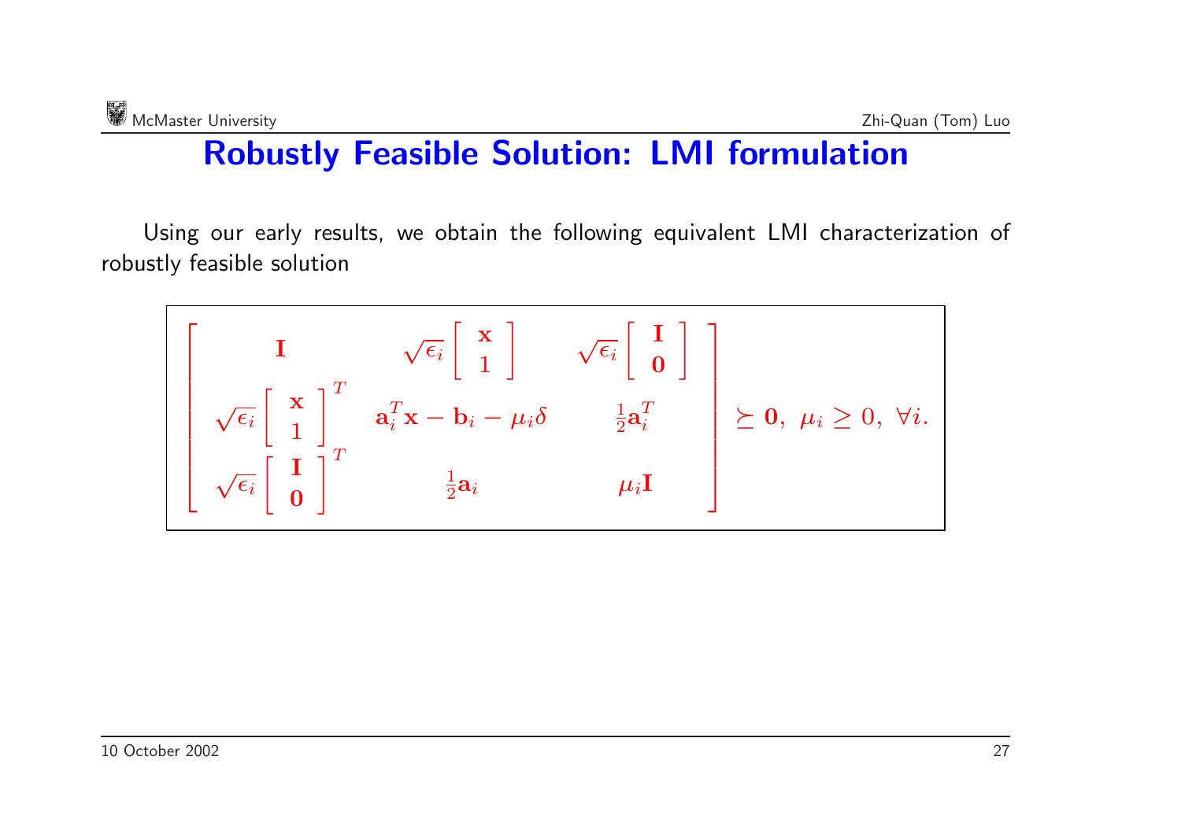# Robustly Feasible Solution: LMI formulation

Using our early results, we obtain the following equivalent LMI characterization of robustly feasible solution

$$
\begin{bmatrix}
\mathbf{I} & \sqrt{\epsilon_i}\begin{bmatrix} \mathbf{x} \\ 1 \end{bmatrix} & \sqrt{\epsilon_i}\begin{bmatrix} \mathbf{I} \\ \mathbf{0} \end{bmatrix} \\
\sqrt{\epsilon_i}\begin{bmatrix} \mathbf{x} \\ 1 \end{bmatrix}^T & \mathbf{a}_i^T\mathbf{x} - \mathbf{b}_i - \mu_i\delta & \frac{1}{2}\mathbf{a}_i^T \\
\sqrt{\epsilon_i}\begin{bmatrix} \mathbf{I} \\ \mathbf{0} \end{bmatrix}^T & \frac{1}{2}\mathbf{a}_i & \mu_i\mathbf{I}
\end{bmatrix} \succeq \mathbf{0}, \;\; \mu_i \geq 0, \;\; \forall i.
$$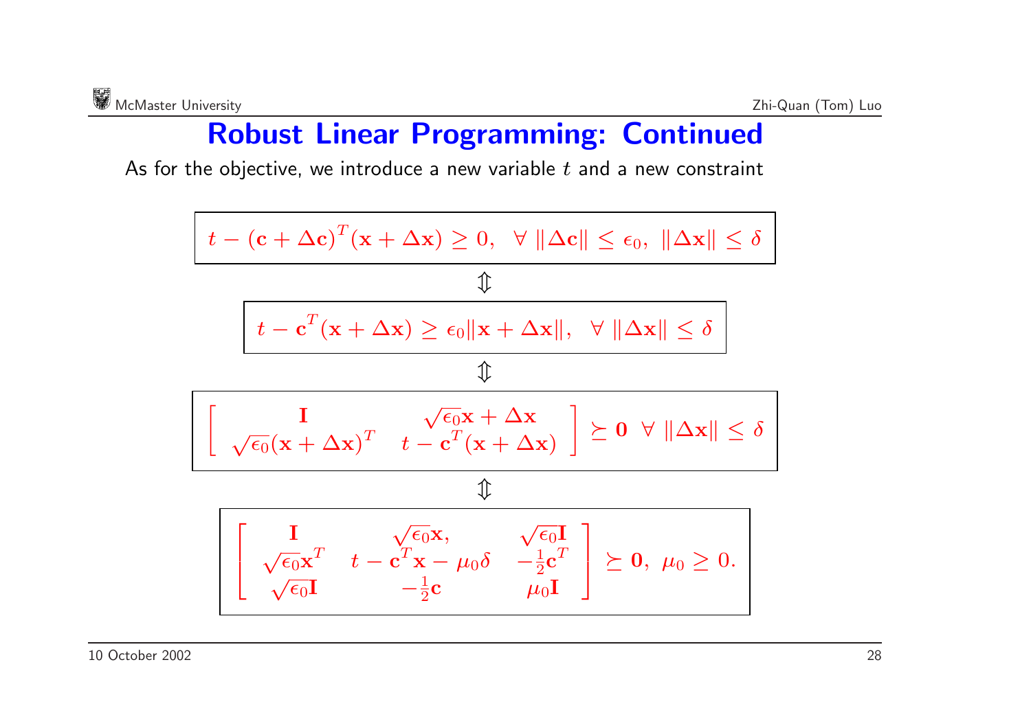# Robust Linear Programming: Continued

As for the objective, we introduce a new variable $t$ and a new constraint

$$t - (\mathbf{c} + \Delta\mathbf{c})^T(\mathbf{x} + \Delta\mathbf{x}) \geq 0, \quad \forall \ \|\Delta\mathbf{c}\| \leq \epsilon_0, \ \|\Delta\mathbf{x}\| \leq \delta$$

$$\Updownarrow$$

$$t - \mathbf{c}^T(\mathbf{x} + \Delta\mathbf{x}) \geq \epsilon_0 \|\mathbf{x} + \Delta\mathbf{x}\|, \quad \forall \ \|\Delta\mathbf{x}\| \leq \delta$$

$$\Updownarrow$$

$$\begin{bmatrix} \mathbf{I} & \sqrt{\epsilon_0}\mathbf{x} + \Delta\mathbf{x} \\ \sqrt{\epsilon_0}(\mathbf{x} + \Delta\mathbf{x})^T & t - \mathbf{c}^T(\mathbf{x} + \Delta\mathbf{x}) \end{bmatrix} \succeq \mathbf{0} \ \ \forall \ \|\Delta\mathbf{x}\| \leq \delta$$

$$\Updownarrow$$

$$\begin{bmatrix} \mathbf{I} & \sqrt{\epsilon_0}\mathbf{x}, & \sqrt{\epsilon_0}\mathbf{I} \\ \sqrt{\epsilon_0}\mathbf{x}^T & t - \mathbf{c}^T\mathbf{x} - \mu_0\delta & -\frac{1}{2}\mathbf{c}^T \\ \sqrt{\epsilon_0}\mathbf{I} & -\frac{1}{2}\mathbf{c} & \mu_0\mathbf{I} \end{bmatrix} \succeq \mathbf{0}, \ \mu_0 \geq 0.$$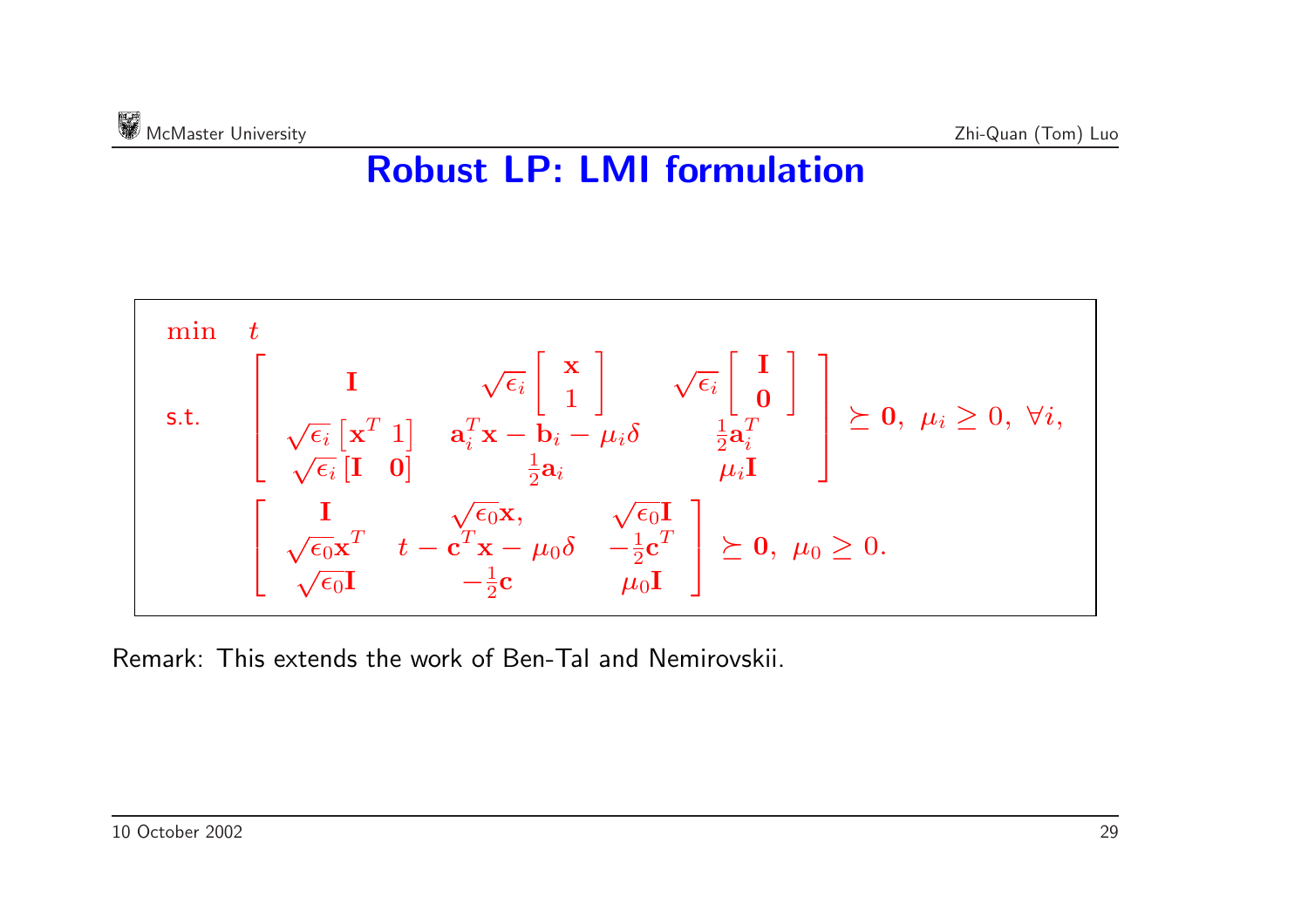# Robust LP: LMI formulation

$$
\begin{array}{ll}
\min & t \\
\text{s.t.} & \begin{bmatrix} \mathbf{I} & \sqrt{\epsilon_i}\begin{bmatrix} \mathbf{x} \\ 1 \end{bmatrix} & \sqrt{\epsilon_i}\begin{bmatrix} \mathbf{I} \\ \mathbf{0} \end{bmatrix} \\ \sqrt{\epsilon_i}\begin{bmatrix} \mathbf{x}^T & 1 \end{bmatrix} & \mathbf{a}_i^T\mathbf{x} - \mathbf{b}_i - \mu_i\delta & \frac{1}{2}\mathbf{a}_i^T \\ \sqrt{\epsilon_i}\begin{bmatrix} \mathbf{I} & \mathbf{0} \end{bmatrix} & \frac{1}{2}\mathbf{a}_i & \mu_i\mathbf{I} \end{bmatrix} \succeq \mathbf{0}, \ \mu_i \geq 0, \ \forall i, \\
& \begin{bmatrix} \mathbf{I} & \sqrt{\epsilon_0}\mathbf{x}, & \sqrt{\epsilon_0}\mathbf{I} \\ \sqrt{\epsilon_0}\mathbf{x}^T & t - \mathbf{c}^T\mathbf{x} - \mu_0\delta & -\frac{1}{2}\mathbf{c}^T \\ \sqrt{\epsilon_0}\mathbf{I} & -\frac{1}{2}\mathbf{c} & \mu_0\mathbf{I} \end{bmatrix} \succeq \mathbf{0}, \ \mu_0 \geq 0.
\end{array}
$$

Remark: This extends the work of Ben-Tal and Nemirovskii.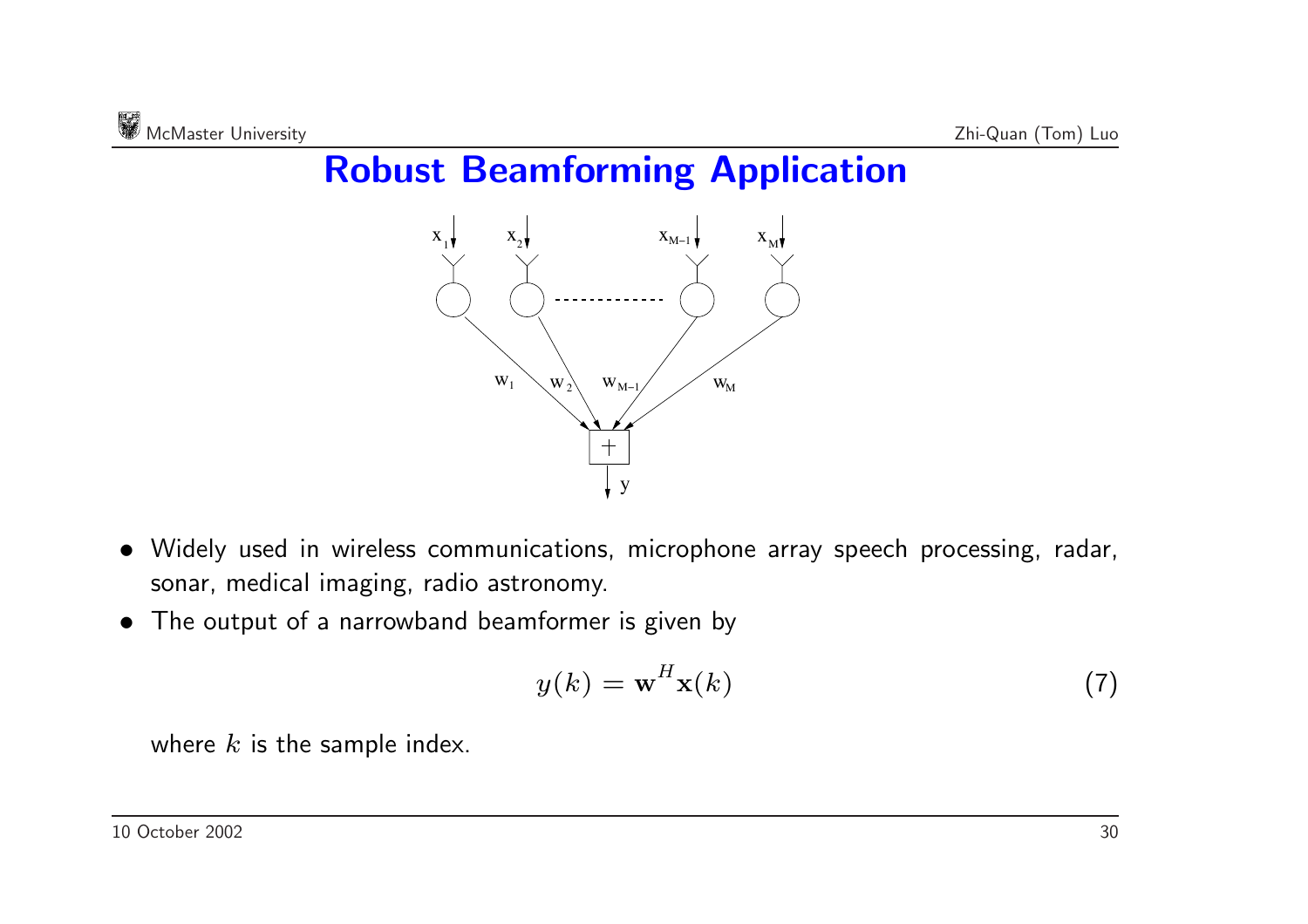# Robust Beamforming Application

- Widely used in wireless communications, microphone array speech processing, radar, sonar, medical imaging, radio astronomy.
- The output of a narrowband beamformer is given by

$$y(k) = \mathbf{w}^H \mathbf{x}(k) \tag{7}$$

where $k$ is the sample index.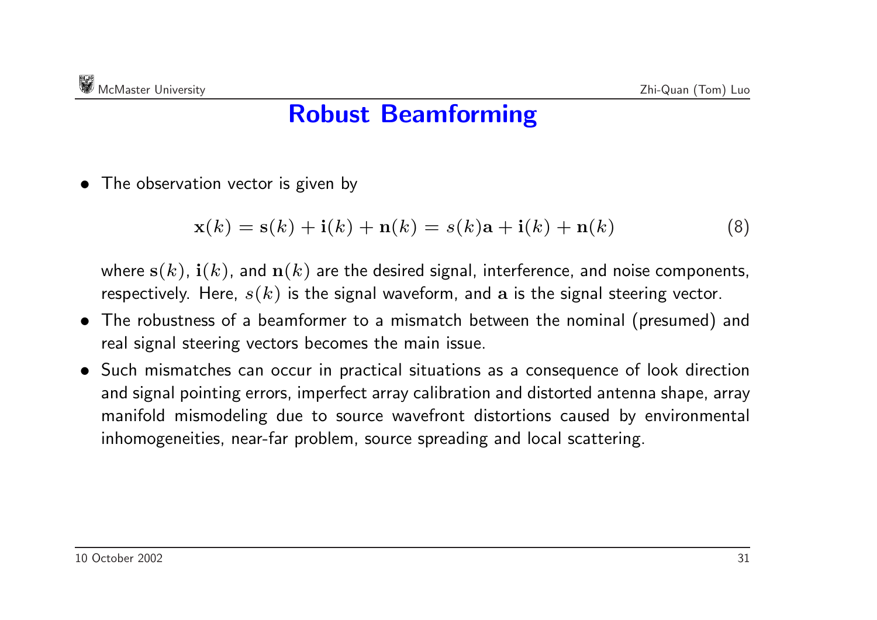# Robust Beamforming

- The observation vector is given by

$$\mathbf{x}(k) = \mathbf{s}(k) + \mathbf{i}(k) + \mathbf{n}(k) = s(k)\mathbf{a} + \mathbf{i}(k) + \mathbf{n}(k) \tag{8}$$

  where $\mathbf{s}(k)$, $\mathbf{i}(k)$, and $\mathbf{n}(k)$ are the desired signal, interference, and noise components, respectively. Here, $s(k)$ is the signal waveform, and $\mathbf{a}$ is the signal steering vector.

- The robustness of a beamformer to a mismatch between the nominal (presumed) and real signal steering vectors becomes the main issue.
- Such mismatches can occur in practical situations as a consequence of look direction and signal pointing errors, imperfect array calibration and distorted antenna shape, array manifold mismodeling due to source wavefront distortions caused by environmental inhomogeneities, near-far problem, source spreading and local scattering.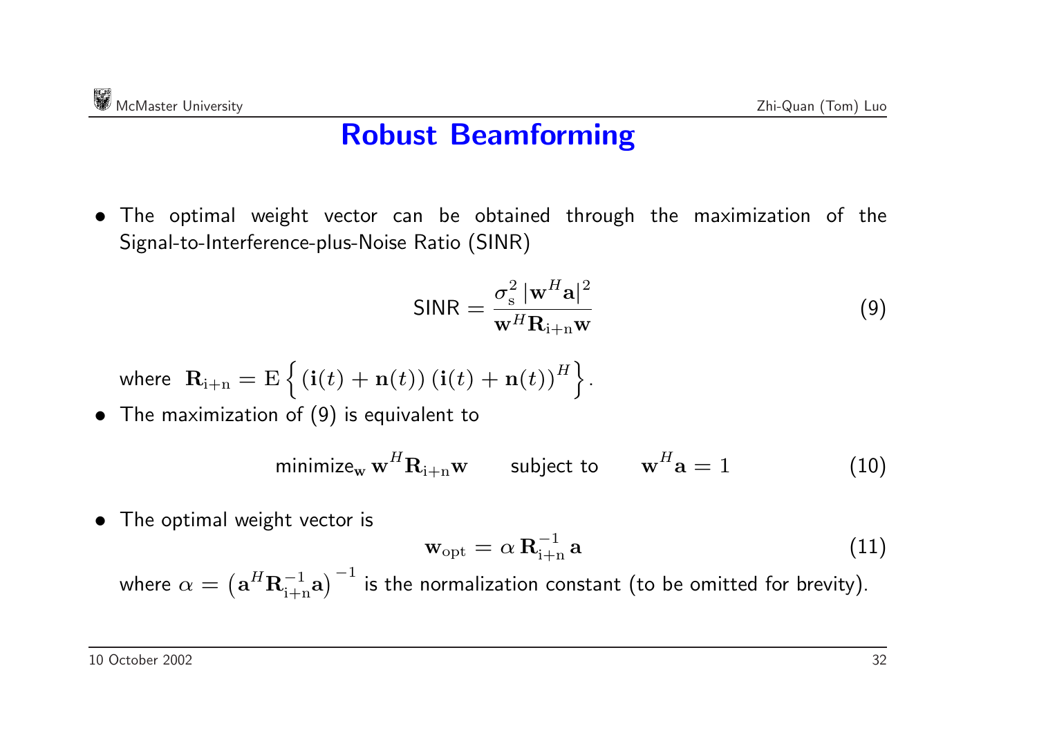# Robust Beamforming

- The optimal weight vector can be obtained through the maximization of the Signal-to-Interference-plus-Noise Ratio (SINR)

$$\mathsf{SINR} = \frac{\sigma_{\mathrm{s}}^2 \, |\mathbf{w}^H \mathbf{a}|^2}{\mathbf{w}^H \mathbf{R}_{\mathrm{i+n}} \mathbf{w}} \tag{9}$$

  where $\mathbf{R}_{\mathrm{i+n}} = \mathrm{E}\left\{ (\mathbf{i}(t) + \mathbf{n}(t)) \, (\mathbf{i}(t) + \mathbf{n}(t))^H \right\}$.

- The maximization of (9) is equivalent to

$$\text{minimize}_{\mathbf{w}} \, \mathbf{w}^H \mathbf{R}_{\mathrm{i+n}} \mathbf{w} \qquad \text{subject to} \qquad \mathbf{w}^H \mathbf{a} = 1 \tag{10}$$

- The optimal weight vector is

$$\mathbf{w}_{\mathrm{opt}} = \alpha \, \mathbf{R}_{\mathrm{i+n}}^{-1} \, \mathbf{a} \tag{11}$$

  where $\alpha = \left( \mathbf{a}^H \mathbf{R}_{\mathrm{i+n}}^{-1} \mathbf{a} \right)^{-1}$ is the normalization constant (to be omitted for brevity).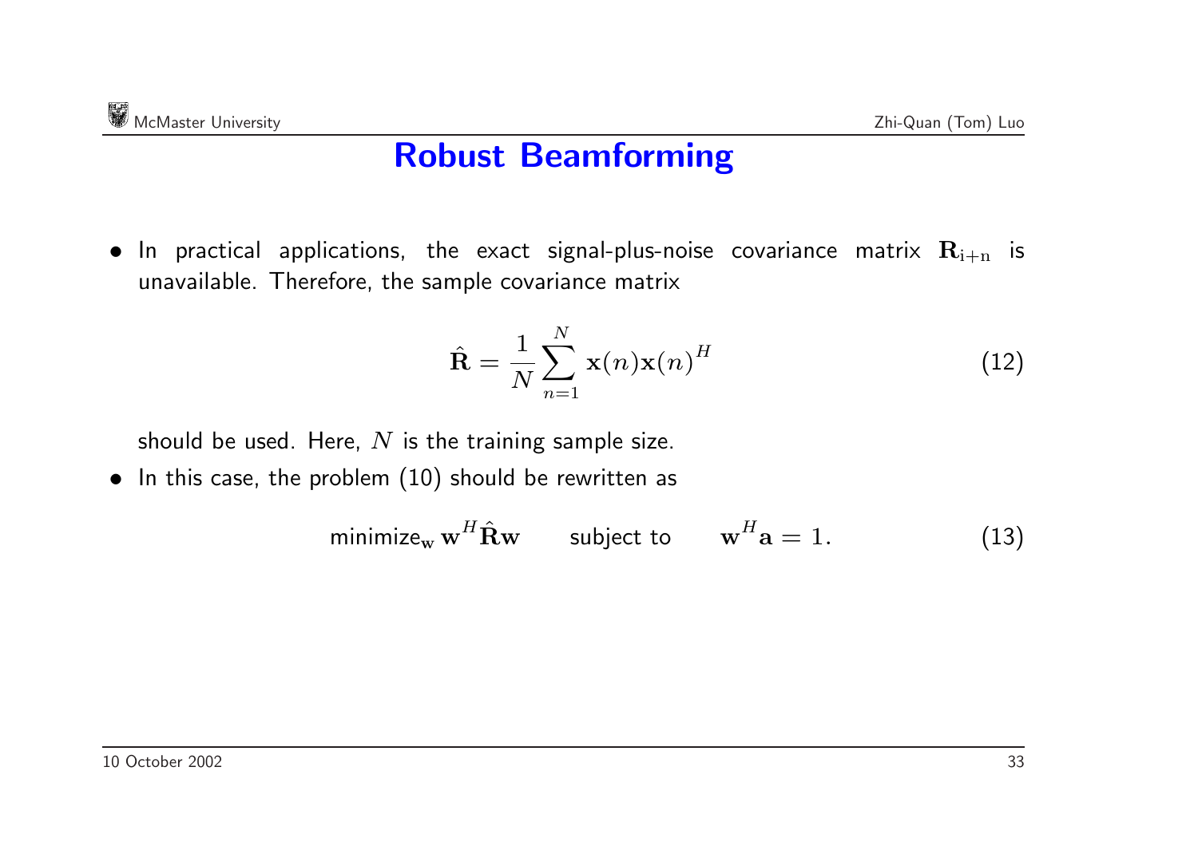# Robust Beamforming

- In practical applications, the exact signal-plus-noise covariance matrix $\mathbf{R}_{\mathrm{i+n}}$ is unavailable. Therefore, the sample covariance matrix

$$\hat{\mathbf{R}} = \frac{1}{N} \sum_{n=1}^{N} \mathbf{x}(n)\mathbf{x}(n)^{H} \tag{12}$$

  should be used. Here, $N$ is the training sample size.

- In this case, the problem (10) should be rewritten as

$$\text{minimize}_{\mathbf{w}}\, \mathbf{w}^{H}\hat{\mathbf{R}}\mathbf{w} \qquad \text{subject to} \qquad \mathbf{w}^{H}\mathbf{a} = 1. \tag{13}$$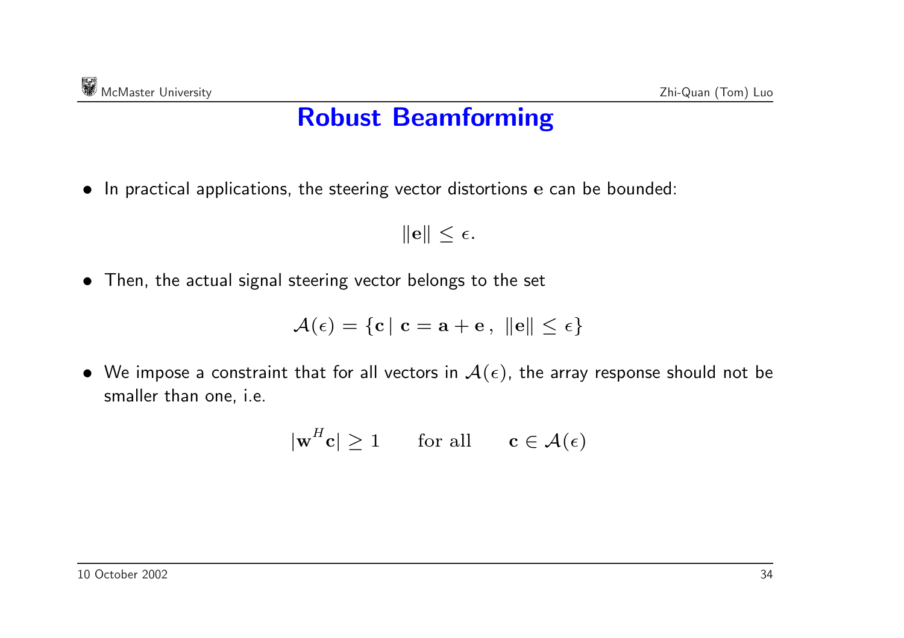# Robust Beamforming

- In practical applications, the steering vector distortions $\mathbf{e}$ can be bounded:

$$\|\mathbf{e}\| \leq \epsilon.$$

- Then, the actual signal steering vector belongs to the set

$$\mathcal{A}(\epsilon) = \{\mathbf{c} \mid \mathbf{c} = \mathbf{a} + \mathbf{e}\,,\ \|\mathbf{e}\| \leq \epsilon\}$$

- We impose a constraint that for all vectors in $\mathcal{A}(\epsilon)$, the array response should not be smaller than one, i.e.

$$|\mathbf{w}^H \mathbf{c}| \geq 1 \qquad \text{for all} \qquad \mathbf{c} \in \mathcal{A}(\epsilon)$$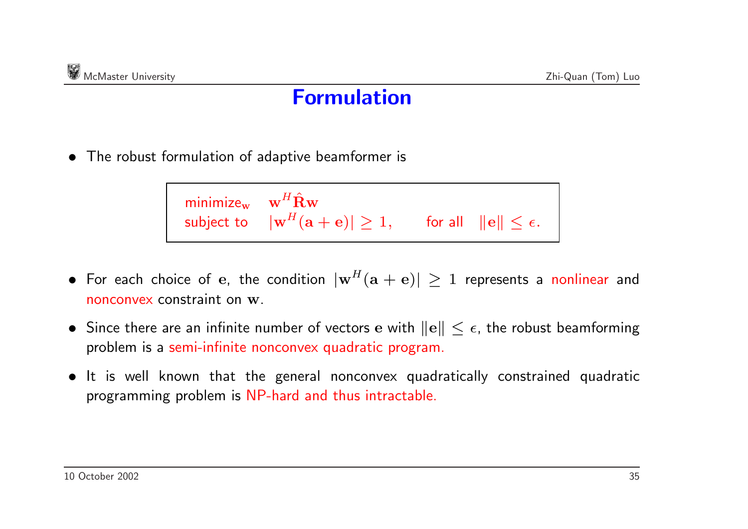# Formulation

- The robust formulation of adaptive beamformer is

$$
\begin{array}{ll}
\text{minimize}_{\mathbf{w}} & \mathbf{w}^H \hat{\mathbf{R}} \mathbf{w} \\
\text{subject to} & |\mathbf{w}^H(\mathbf{a}+\mathbf{e})| \geq 1, \qquad \text{for all} \quad \|\mathbf{e}\| \leq \epsilon.
\end{array}
$$

- For each choice of $\mathbf{e}$, the condition $|\mathbf{w}^H(\mathbf{a}+\mathbf{e})| \geq 1$ represents a nonlinear and nonconvex constraint on $\mathbf{w}$.
- Since there are an infinite number of vectors $\mathbf{e}$ with $\|\mathbf{e}\| \leq \epsilon$, the robust beamforming problem is a semi-infinite nonconvex quadratic program.
- It is well known that the general nonconvex quadratically constrained quadratic programming problem is NP-hard and thus intractable.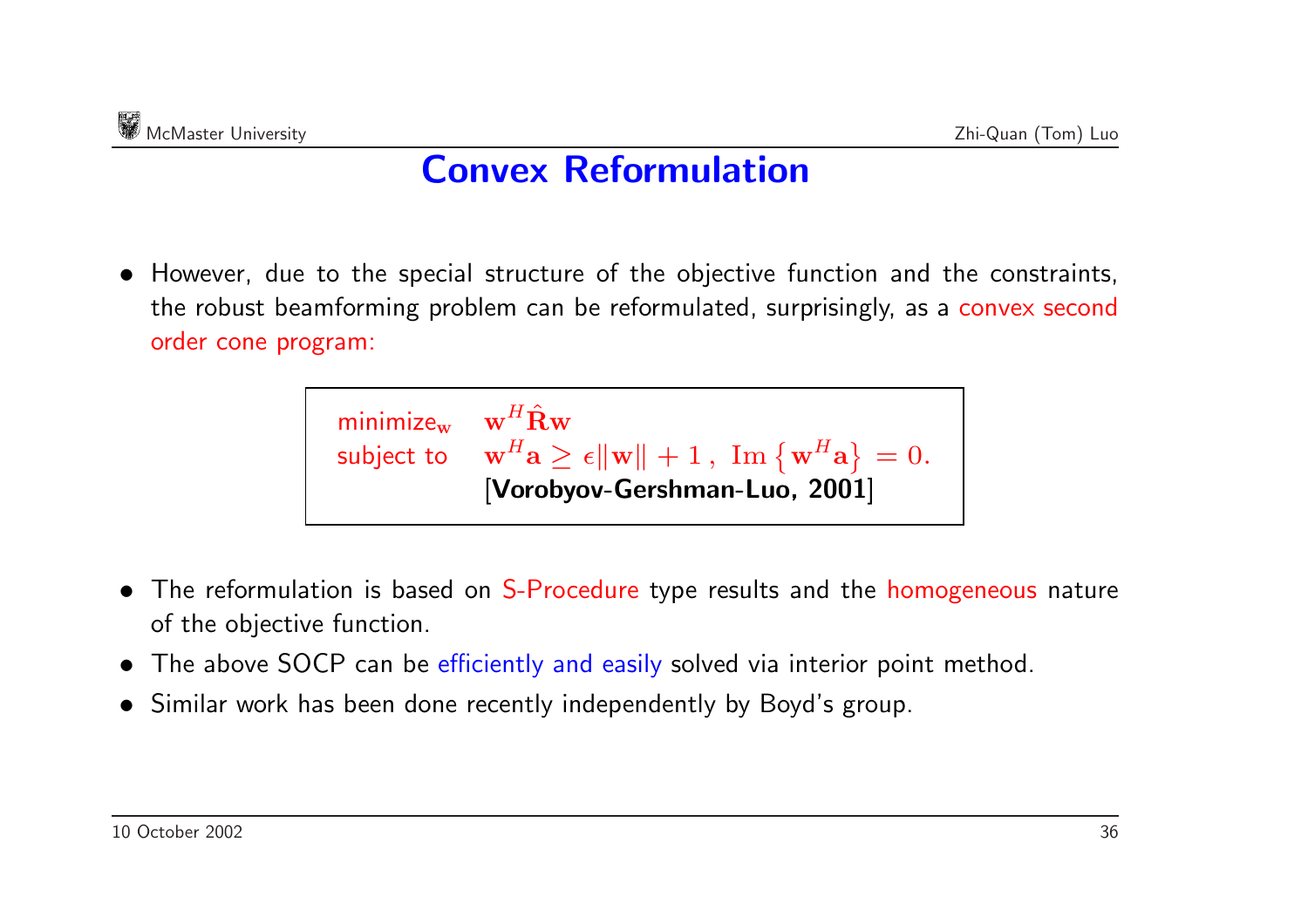# Convex Reformulation

- However, due to the special structure of the objective function and the constraints, the robust beamforming problem can be reformulated, surprisingly, as a convex second order cone program:

$$
\begin{array}{ll}
\text{minimize}_{\mathbf{w}} & \mathbf{w}^H \hat{\mathbf{R}} \mathbf{w} \\
\text{subject to} & \mathbf{w}^H \mathbf{a} \geq \epsilon \|\mathbf{w}\| + 1 \,, \ \operatorname{Im}\left\{\mathbf{w}^H \mathbf{a}\right\} = 0.
\end{array}
$$

[**Vorobyov-Gershman-Luo, 2001**]

- The reformulation is based on S-Procedure type results and the homogeneous nature of the objective function.
- The above SOCP can be efficiently and easily solved via interior point method.
- Similar work has been done recently independently by Boyd's group.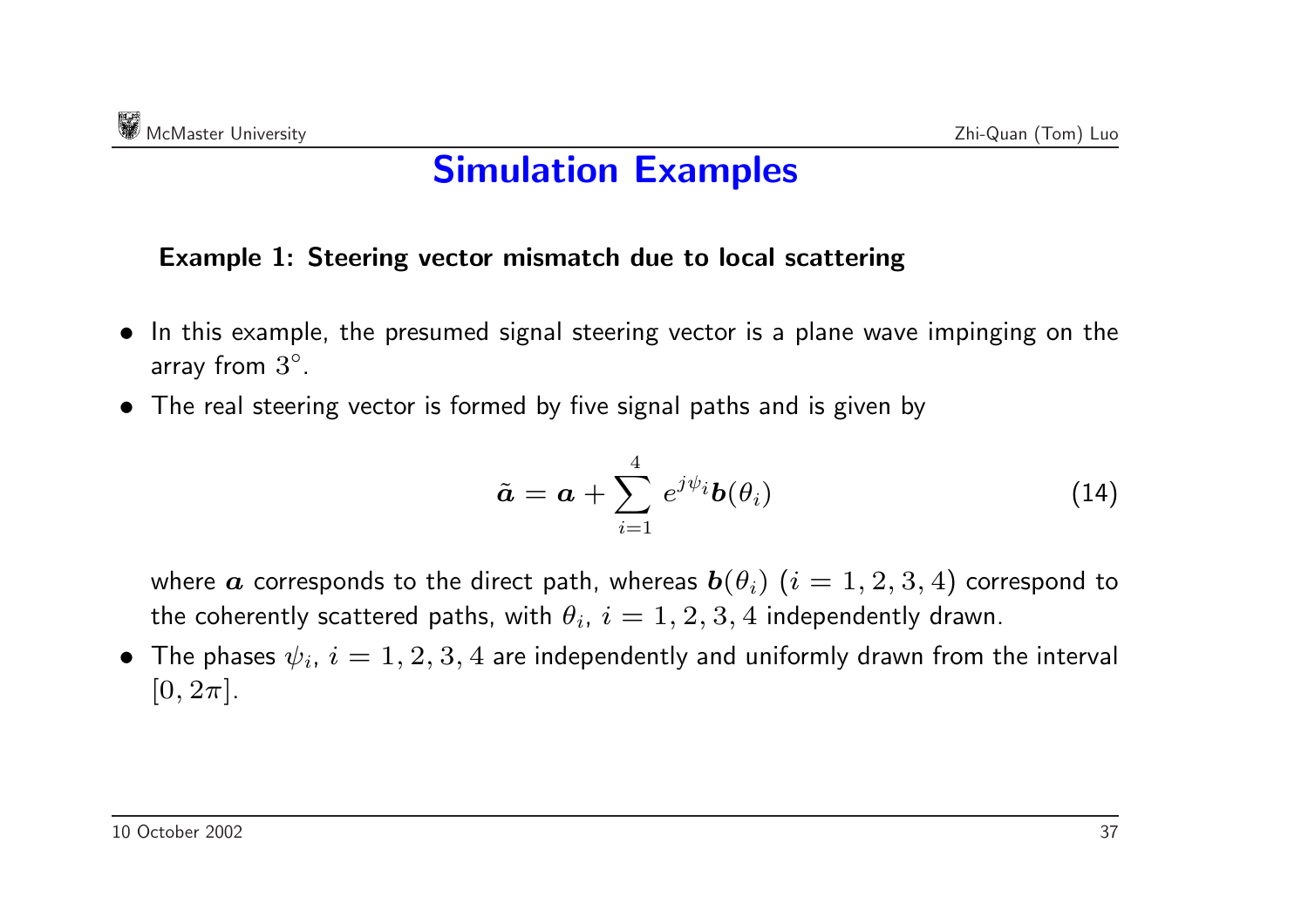# Simulation Examples

**Example 1: Steering vector mismatch due to local scattering**

- In this example, the presumed signal steering vector is a plane wave impinging on the array from $3^\circ$.
- The real steering vector is formed by five signal paths and is given by

$$\tilde{\boldsymbol{a}} = \boldsymbol{a} + \sum_{i=1}^{4} e^{j\psi_i} \boldsymbol{b}(\theta_i) \tag{14}$$

  where $\boldsymbol{a}$ corresponds to the direct path, whereas $\boldsymbol{b}(\theta_i)$ $(i = 1, 2, 3, 4)$ correspond to the coherently scattered paths, with $\theta_i$, $i = 1, 2, 3, 4$ independently drawn.

- The phases $\psi_i$, $i = 1, 2, 3, 4$ are independently and uniformly drawn from the interval $[0, 2\pi]$.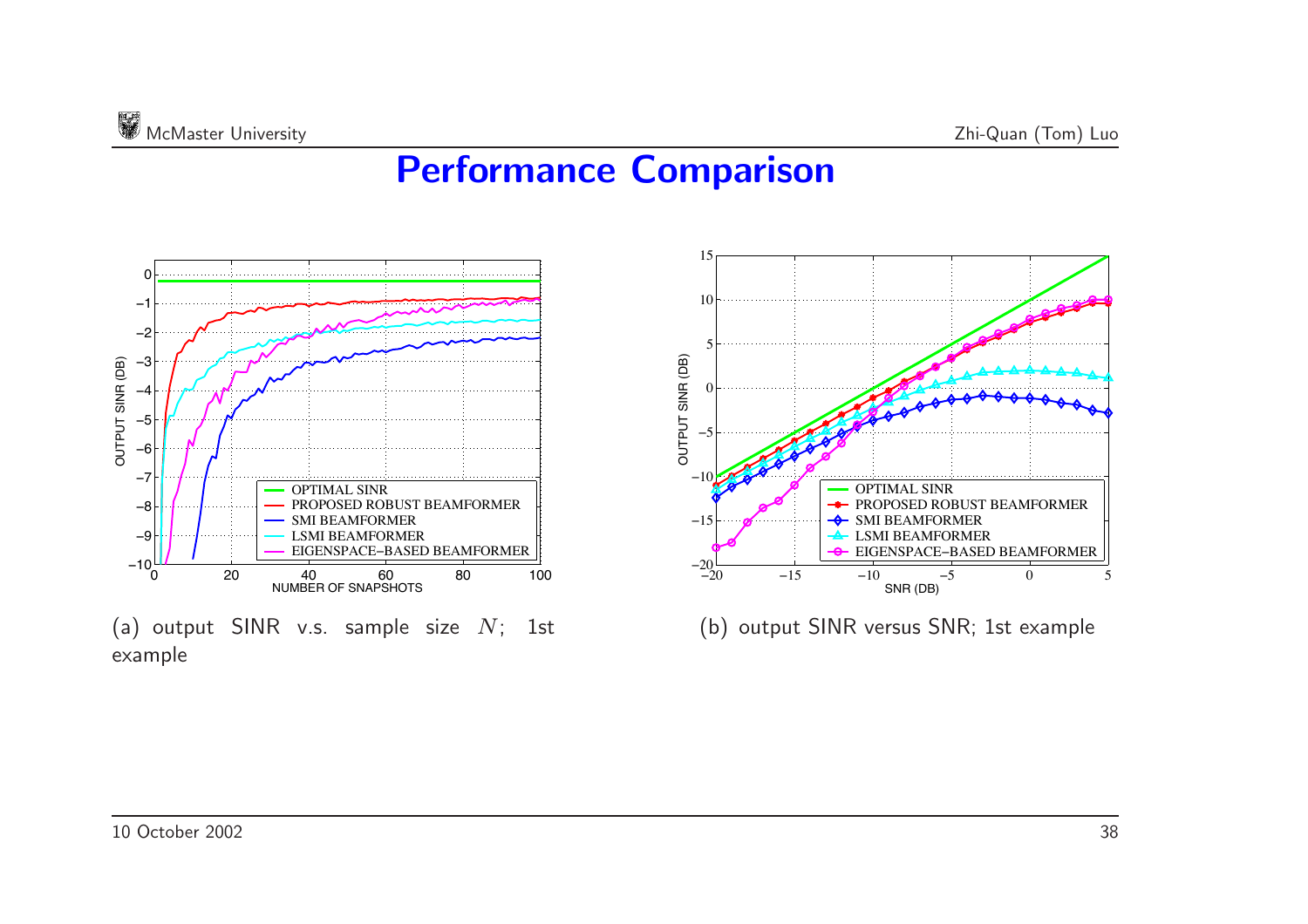# Performance Comparison

(a) output SINR v.s. sample size $N$; 1st example

(b) output SINR versus SNR; 1st example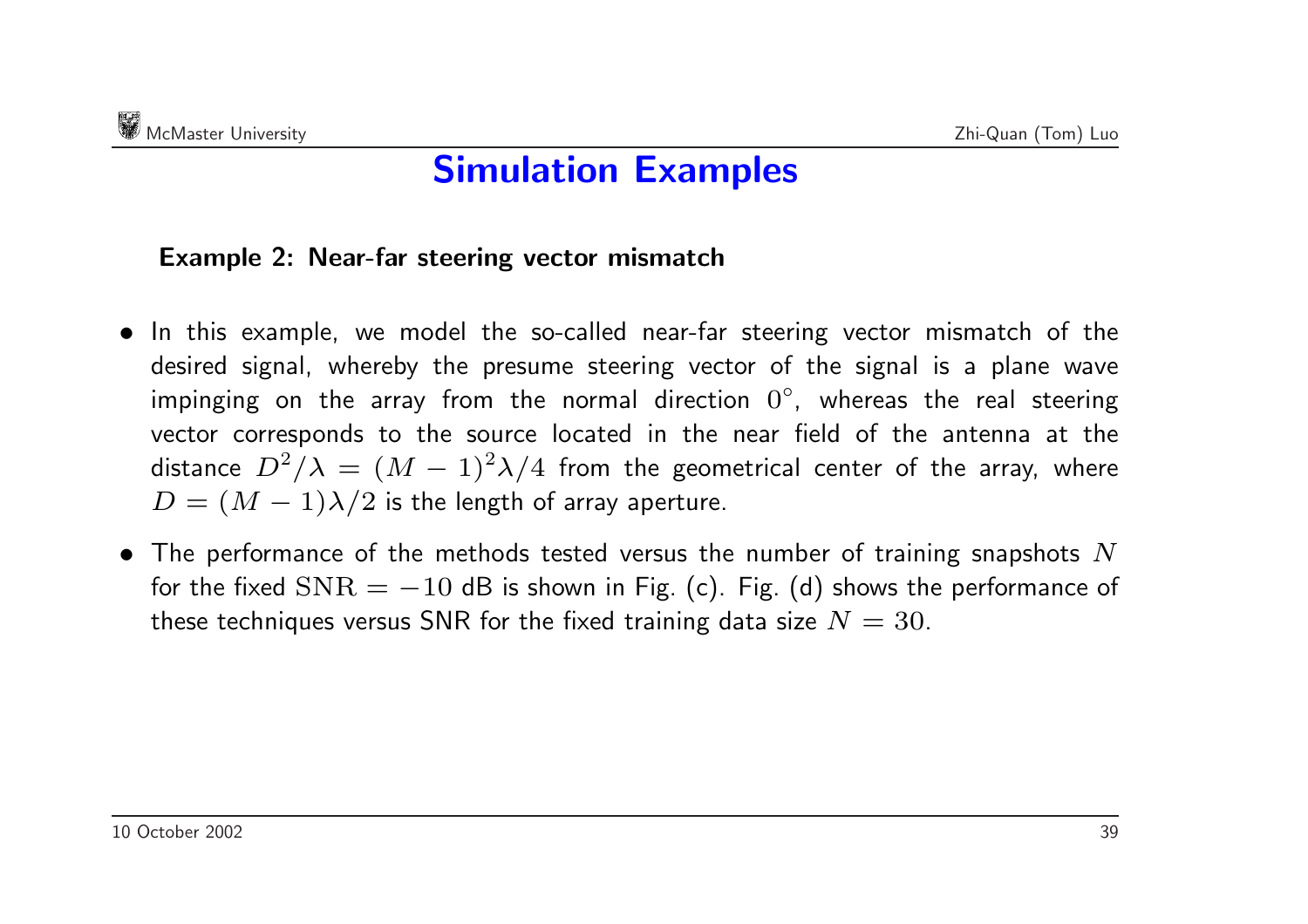# Simulation Examples

**Example 2: Near-far steering vector mismatch**

- In this example, we model the so-called near-far steering vector mismatch of the desired signal, whereby the presume steering vector of the signal is a plane wave impinging on the array from the normal direction $0^\circ$, whereas the real steering vector corresponds to the source located in the near field of the antenna at the distance $D^2/\lambda = (M-1)^2\lambda/4$ from the geometrical center of the array, where $D = (M-1)\lambda/2$ is the length of array aperture.
- The performance of the methods tested versus the number of training snapshots $N$ for the fixed $\mathrm{SNR} = -10$ dB is shown in Fig. (c). Fig. (d) shows the performance of these techniques versus SNR for the fixed training data size $N = 30$.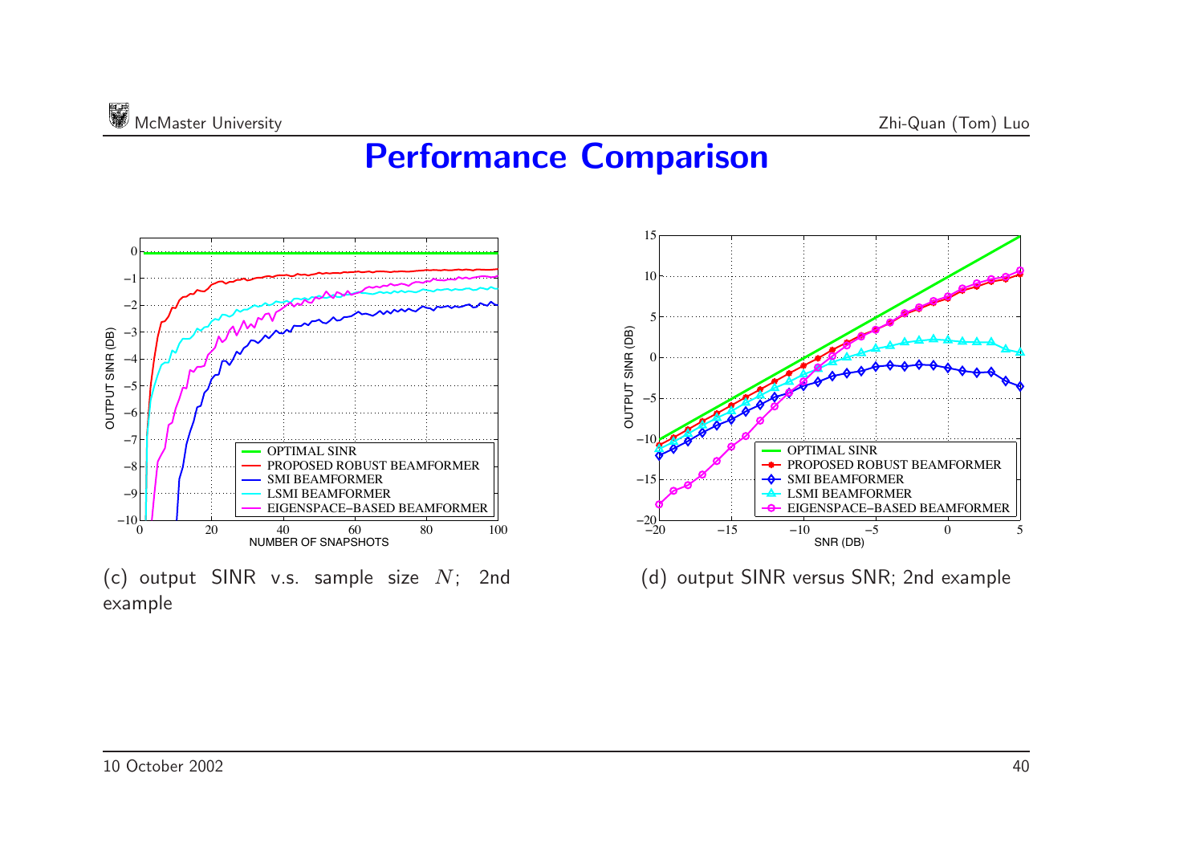# Performance Comparison

(c) output SINR v.s. sample size $N$; 2nd example

(d) output SINR versus SNR; 2nd example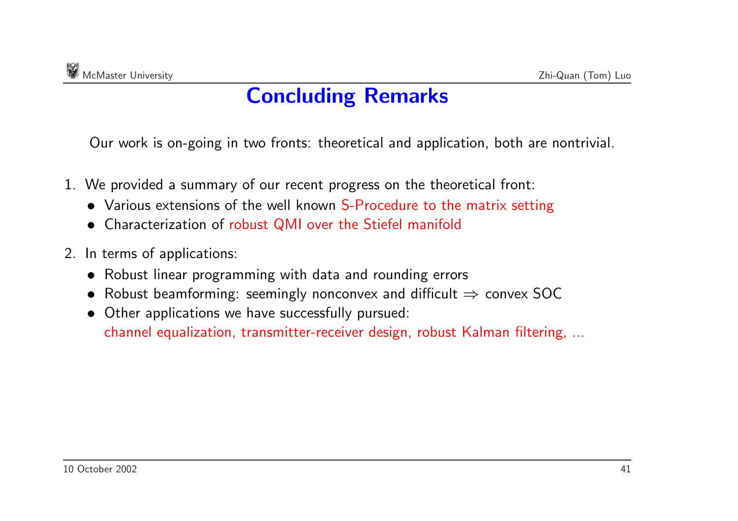# Concluding Remarks

Our work is on-going in two fronts: theoretical and application, both are nontrivial.

1. We provided a summary of our recent progress on the theoretical front:
   - Various extensions of the well known S-Procedure to the matrix setting
   - Characterization of robust QMI over the Stiefel manifold

2. In terms of applications:
   - Robust linear programming with data and rounding errors
   - Robust beamforming: seemingly nonconvex and difficult $\Rightarrow$ convex SOC
   - Other applications we have successfully pursued:
     channel equalization, transmitter-receiver design, robust Kalman filtering, ...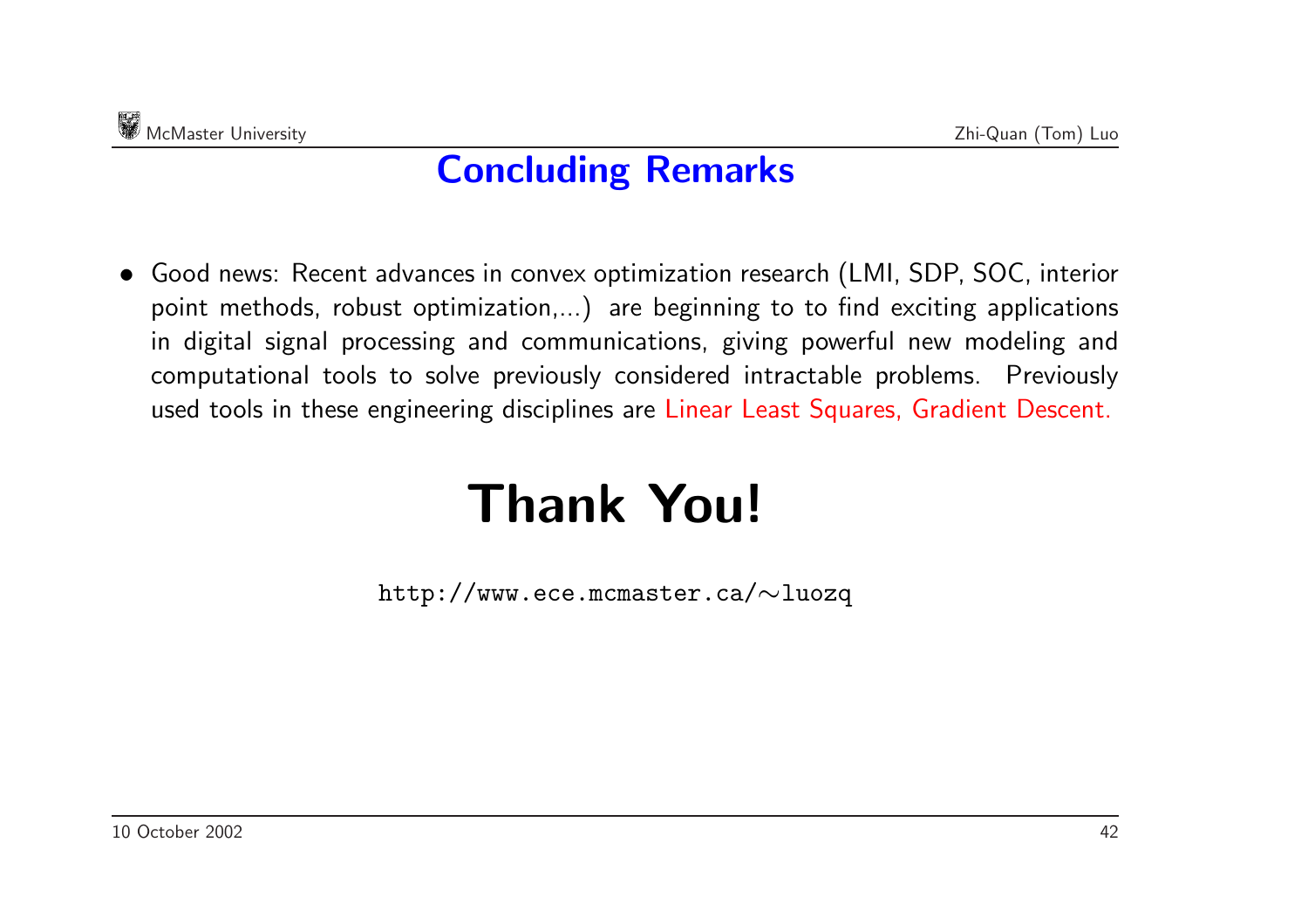# Concluding Remarks

- Good news: Recent advances in convex optimization research (LMI, SDP, SOC, interior point methods, robust optimization,...) are beginning to to find exciting applications in digital signal processing and communications, giving powerful new modeling and computational tools to solve previously considered intractable problems. Previously used tools in these engineering disciplines are Linear Least Squares, Gradient Descent.

# Thank You!

http://www.ece.mcmaster.ca/∼luozq